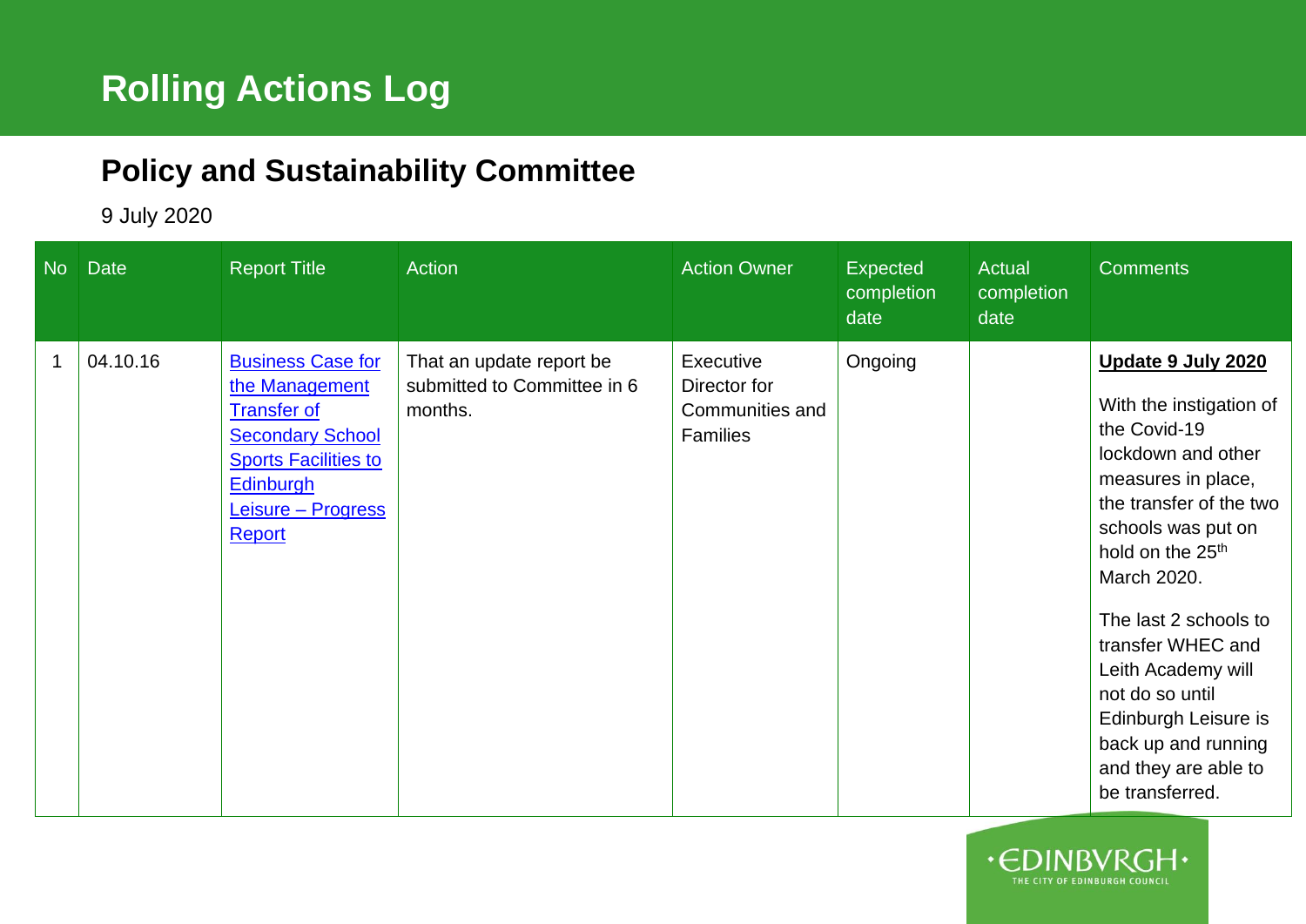# Rolling Actions Log

## Policy and Sustainability Committee

9 July 2020

| No | Date | Report Title | Action | Action Owner | Expected completion date | Actual completion date | Comments |
|---|---|---|---|---|---|---|---|
| 1 | 04.10.16 | Business Case for the Management Transfer of Secondary School Sports Facilities to Edinburgh Leisure – Progress Report | That an update report be submitted to Committee in 6 months. | Executive Director for Communities and Families | Ongoing | | **Update 9 July 2020**<br><br>With the instigation of the Covid-19 lockdown and other measures in place, the transfer of the two schools was put on hold on the 25th March 2020.<br><br>The last 2 schools to transfer WHEC and Leith Academy will not do so until Edinburgh Leisure is back up and running and they are able to be transferred. |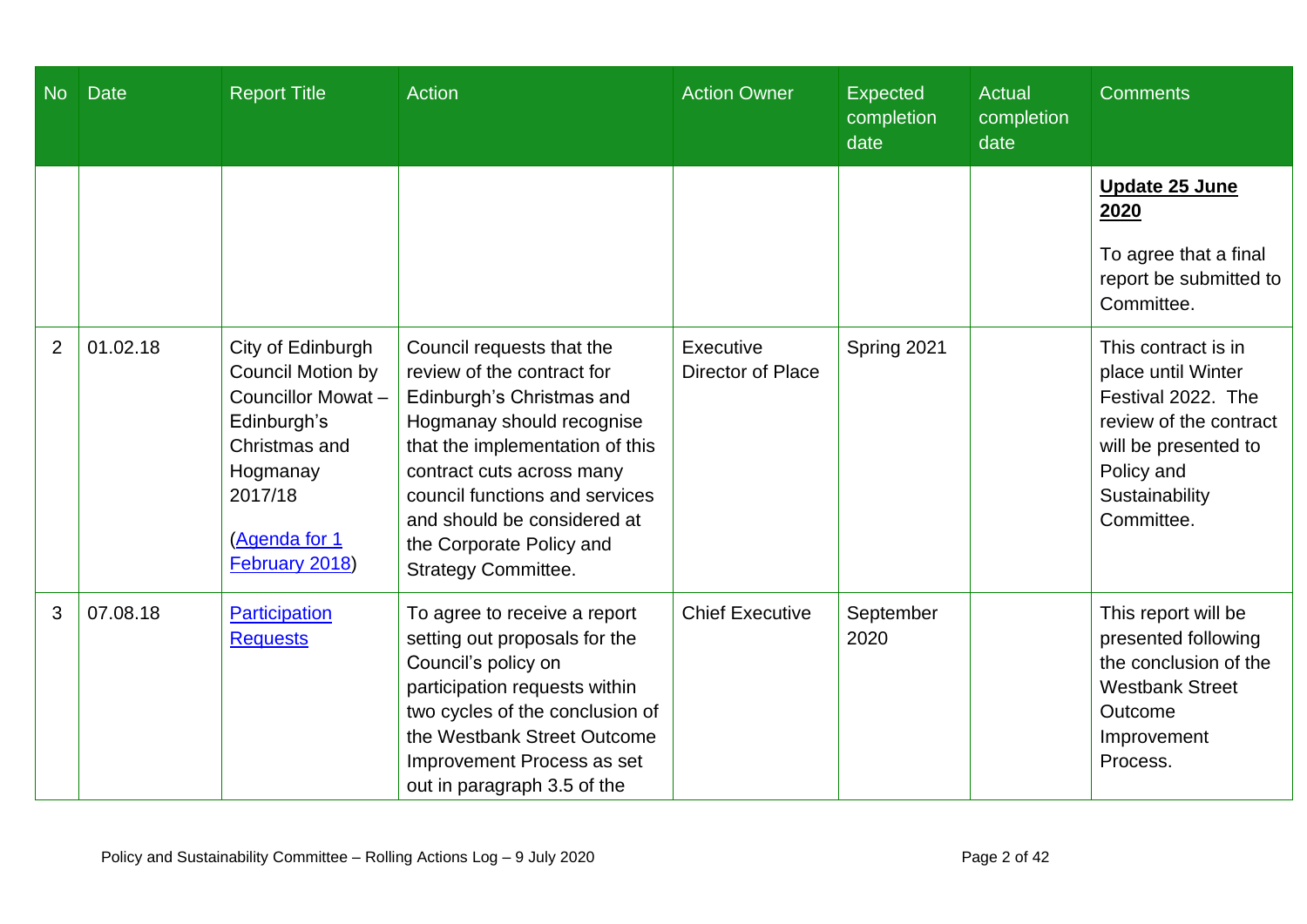| No | Date | Report Title | Action | Action Owner | Expected completion date | Actual completion date | Comments |
|---|---|---|---|---|---|---|---|
| | | | | | | | **Update 25 June 2020**<br><br>To agree that a final report be submitted to Committee. |
| 2 | 01.02.18 | City of Edinburgh Council Motion by Councillor Mowat – Edinburgh's Christmas and Hogmanay 2017/18<br><br>([Agenda for 1 February 2018](#)) | Council requests that the review of the contract for Edinburgh's Christmas and Hogmanay should recognise that the implementation of this contract cuts across many council functions and services and should be considered at the Corporate Policy and Strategy Committee. | Executive Director of Place | Spring 2021 | | This contract is in place until Winter Festival 2022. The review of the contract will be presented to Policy and Sustainability Committee. |
| 3 | 07.08.18 | [Participation Requests](#) | To agree to receive a report setting out proposals for the Council's policy on participation requests within two cycles of the conclusion of the Westbank Street Outcome Improvement Process as set out in paragraph 3.5 of the | Chief Executive | September 2020 | | This report will be presented following the conclusion of the Westbank Street Outcome Improvement Process. |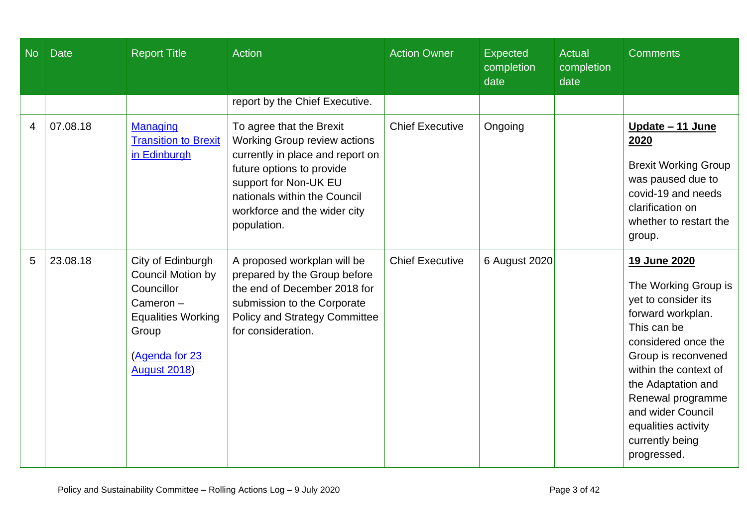| No | Date | Report Title | Action | Action Owner | Expected completion date | Actual completion date | Comments |
|---|---|---|---|---|---|---|---|
| | | | report by the Chief Executive. | | | | |
| 4 | 07.08.18 | [Managing Transition to Brexit in Edinburgh]() | To agree that the Brexit Working Group review actions currently in place and report on future options to provide support for Non-UK EU nationals within the Council workforce and the wider city population. | Chief Executive | Ongoing | | **Update – 11 June 2020**<br><br>Brexit Working Group was paused due to covid-19 and needs clarification on whether to restart the group. |
| 5 | 23.08.18 | City of Edinburgh Council Motion by Councillor Cameron – Equalities Working Group<br><br>([Agenda for 23 August 2018]()) | A proposed workplan will be prepared by the Group before the end of December 2018 for submission to the Corporate Policy and Strategy Committee for consideration. | Chief Executive | 6 August 2020 | | **19 June 2020**<br><br>The Working Group is yet to consider its forward workplan. This can be considered once the Group is reconvened within the context of the Adaptation and Renewal programme and wider Council equalities activity currently being progressed. |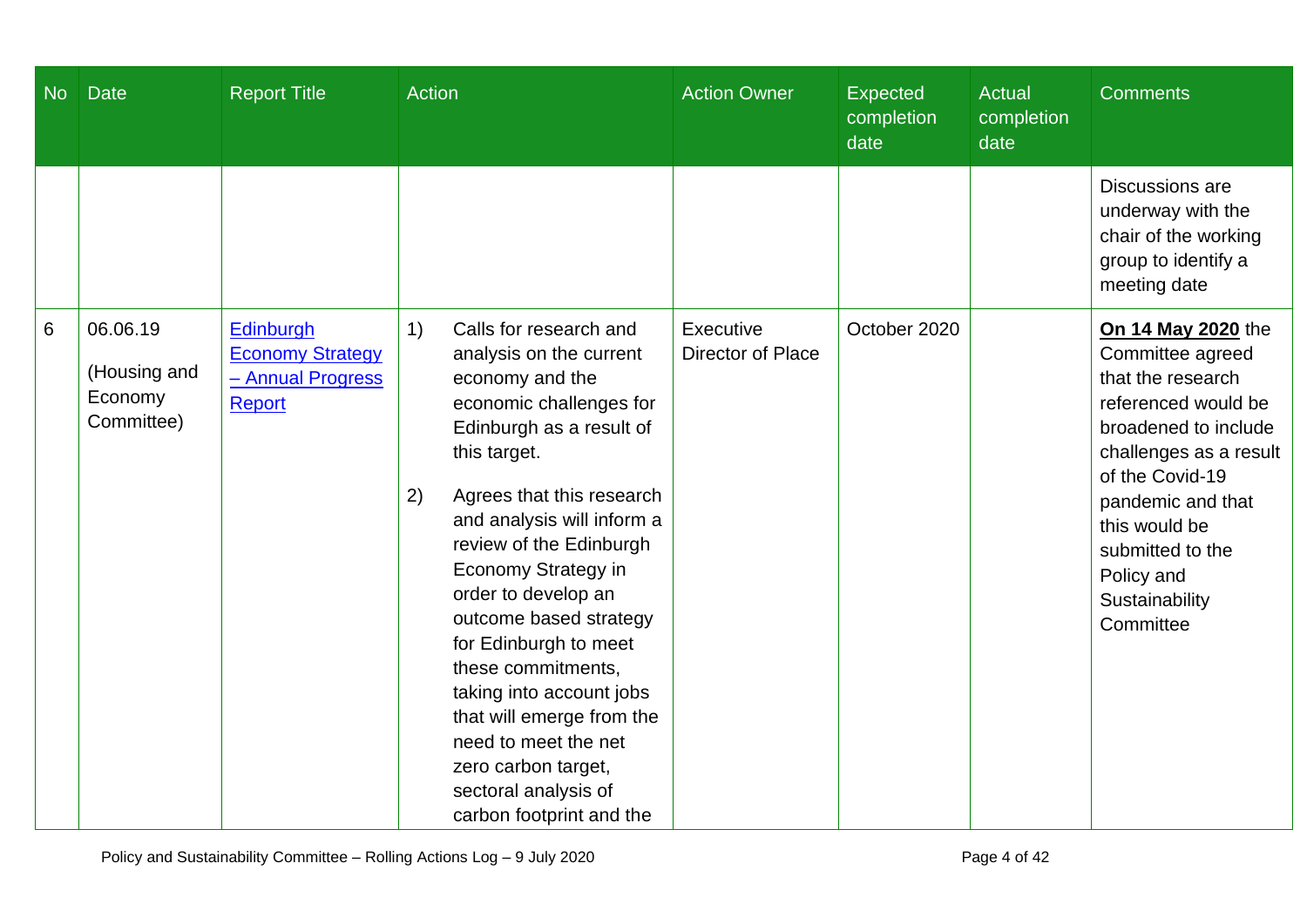| No | Date | Report Title | Action | Action Owner | Expected completion date | Actual completion date | Comments |
|---|---|---|---|---|---|---|---|
| | | | | | | | Discussions are underway with the chair of the working group to identify a meeting date |
| 6 | 06.06.19 (Housing and Economy Committee) | Edinburgh Economy Strategy – Annual Progress Report | 1) Calls for research and analysis on the current economy and the economic challenges for Edinburgh as a result of this target.<br><br>2) Agrees that this research and analysis will inform a review of the Edinburgh Economy Strategy in order to develop an outcome based strategy for Edinburgh to meet these commitments, taking into account jobs that will emerge from the need to meet the net zero carbon target, sectoral analysis of carbon footprint and the | Executive Director of Place | October 2020 | | **On 14 May 2020** the Committee agreed that the research referenced would be broadened to include challenges as a result of the Covid-19 pandemic and that this would be submitted to the Policy and Sustainability Committee |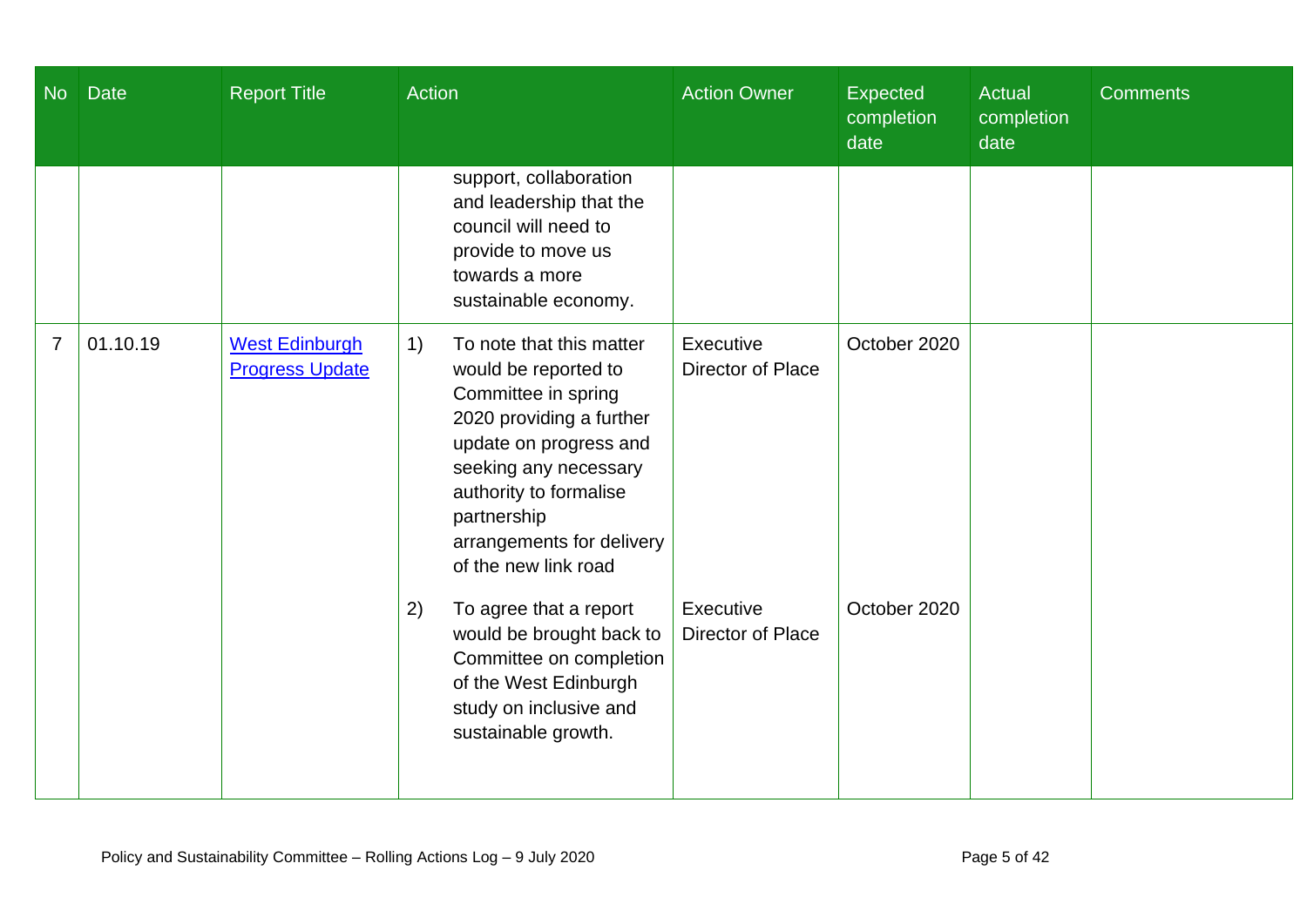| No | Date | Report Title | Action | Action Owner | Expected completion date | Actual completion date | Comments |
|---|---|---|---|---|---|---|---|
| | | | support, collaboration and leadership that the council will need to provide to move us towards a more sustainable economy. | | | | |
| 7 | 01.10.19 | [West Edinburgh Progress Update]() | 1) To note that this matter would be reported to Committee in spring 2020 providing a further update on progress and seeking any necessary authority to formalise partnership arrangements for delivery of the new link road | Executive Director of Place | October 2020 | | |
| | | | 2) To agree that a report would be brought back to Committee on completion of the West Edinburgh study on inclusive and sustainable growth. | Executive Director of Place | October 2020 | | |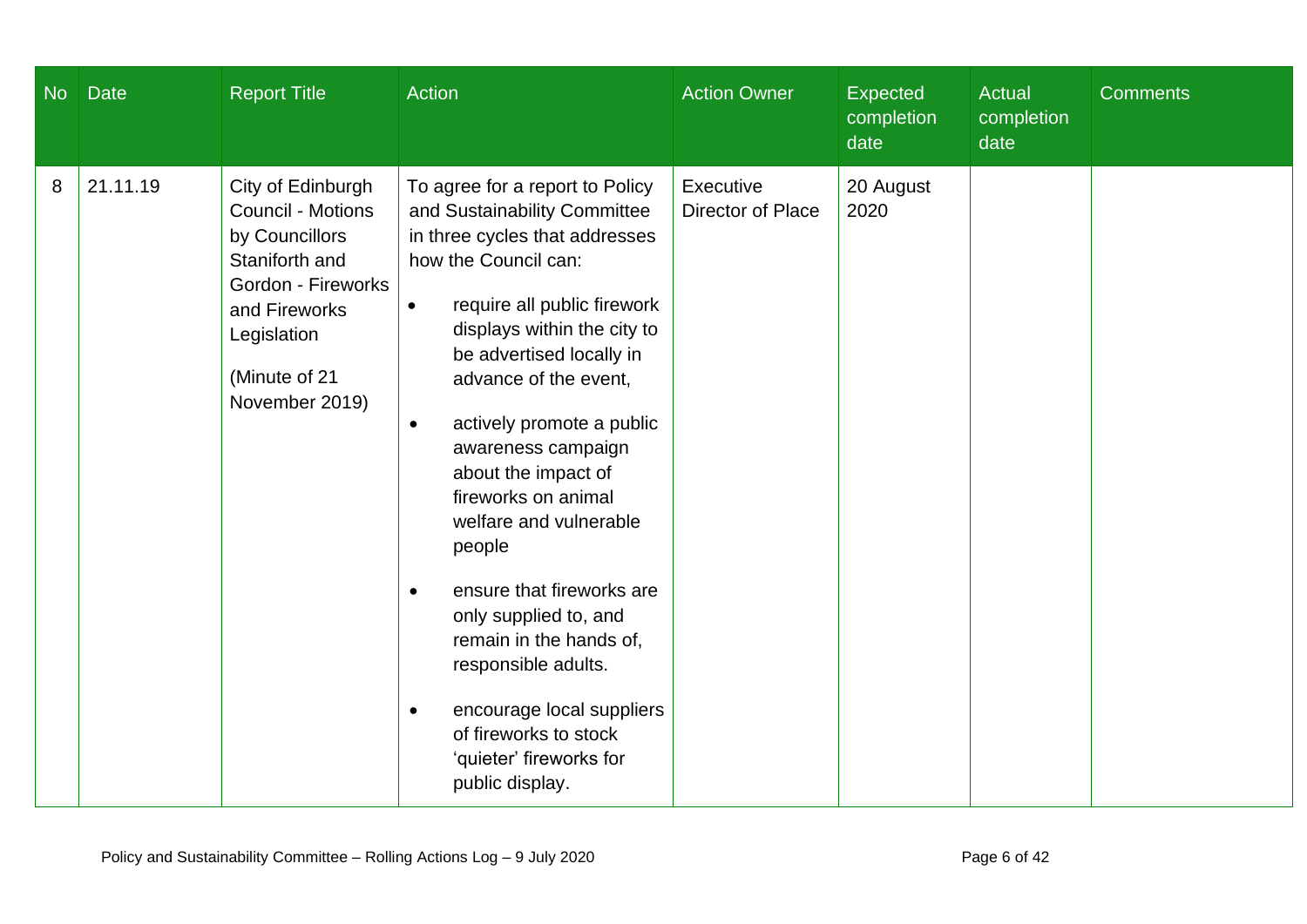| No | Date | Report Title | Action | Action Owner | Expected completion date | Actual completion date | Comments |
|---|---|---|---|---|---|---|---|
| 8 | 21.11.19 | City of Edinburgh Council - Motions by Councillors Staniforth and Gordon - Fireworks and Fireworks Legislation<br><br>(Minute of 21 November 2019) | To agree for a report to Policy and Sustainability Committee in three cycles that addresses how the Council can:<br><br>• require all public firework displays within the city to be advertised locally in advance of the event,<br><br>• actively promote a public awareness campaign about the impact of fireworks on animal welfare and vulnerable people<br><br>• ensure that fireworks are only supplied to, and remain in the hands of, responsible adults.<br><br>• encourage local suppliers of fireworks to stock 'quieter' fireworks for public display. | Executive Director of Place | 20 August 2020 | | |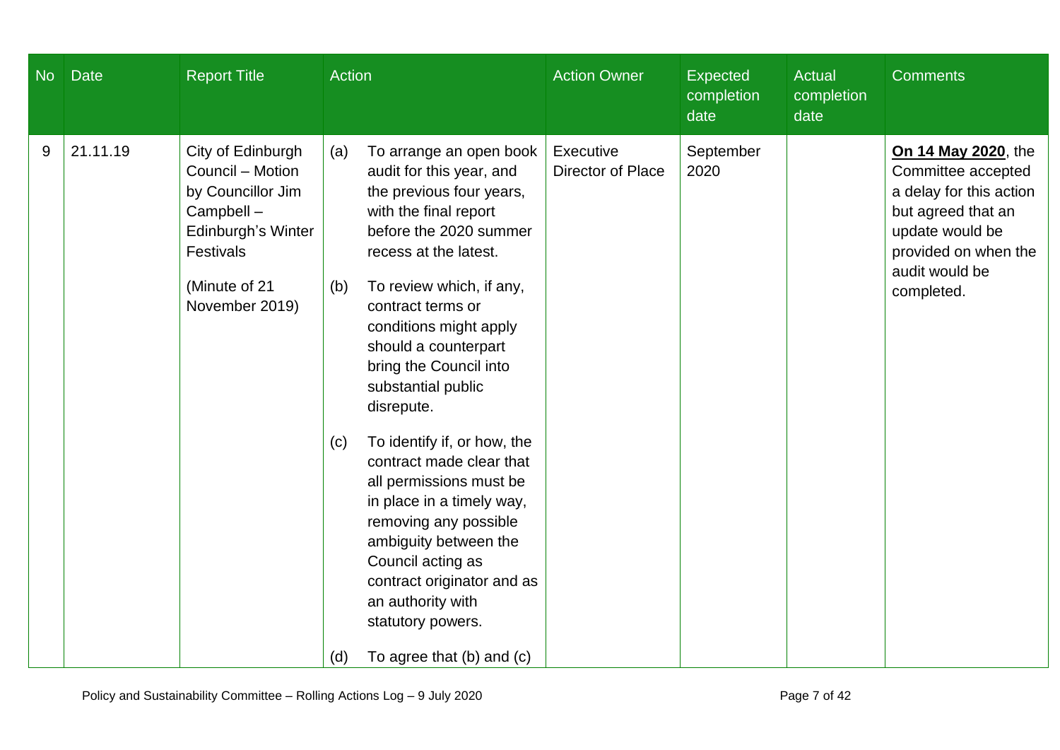| No | Date | Report Title | Action | Action Owner | Expected completion date | Actual completion date | Comments |
|---|---|---|---|---|---|---|---|
| 9 | 21.11.19 | City of Edinburgh Council – Motion by Councillor Jim Campbell – Edinburgh's Winter Festivals<br><br>(Minute of 21 November 2019) | (a) To arrange an open book audit for this year, and the previous four years, with the final report before the 2020 summer recess at the latest.<br><br>(b) To review which, if any, contract terms or conditions might apply should a counterpart bring the Council into substantial public disrepute.<br><br>(c) To identify if, or how, the contract made clear that all permissions must be in place in a timely way, removing any possible ambiguity between the Council acting as contract originator and as an authority with statutory powers.<br><br>(d) To agree that (b) and (c) | Executive Director of Place | September 2020 | | **On 14 May 2020**, the Committee accepted a delay for this action but agreed that an update would be provided on when the audit would be completed. |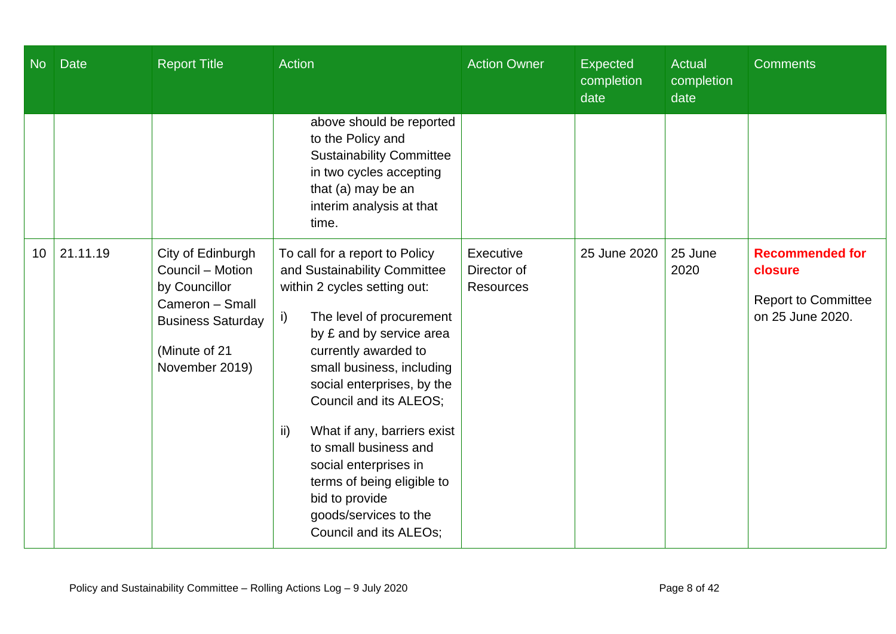| No | Date | Report Title | Action | Action Owner | Expected completion date | Actual completion date | Comments |
|---|---|---|---|---|---|---|---|
| | | | above should be reported to the Policy and Sustainability Committee in two cycles accepting that (a) may be an interim analysis at that time. | | | | |
| 10 | 21.11.19 | City of Edinburgh Council – Motion by Councillor Cameron – Small Business Saturday<br><br>(Minute of 21 November 2019) | To call for a report to Policy and Sustainability Committee within 2 cycles setting out:<br><br>i) The level of procurement by £ and by service area currently awarded to small business, including social enterprises, by the Council and its ALEOS;<br><br>ii) What if any, barriers exist to small business and social enterprises in terms of being eligible to bid to provide goods/services to the Council and its ALEOs; | Executive Director of Resources | 25 June 2020 | 25 June 2020 | **Recommended for closure**<br><br>Report to Committee on 25 June 2020. |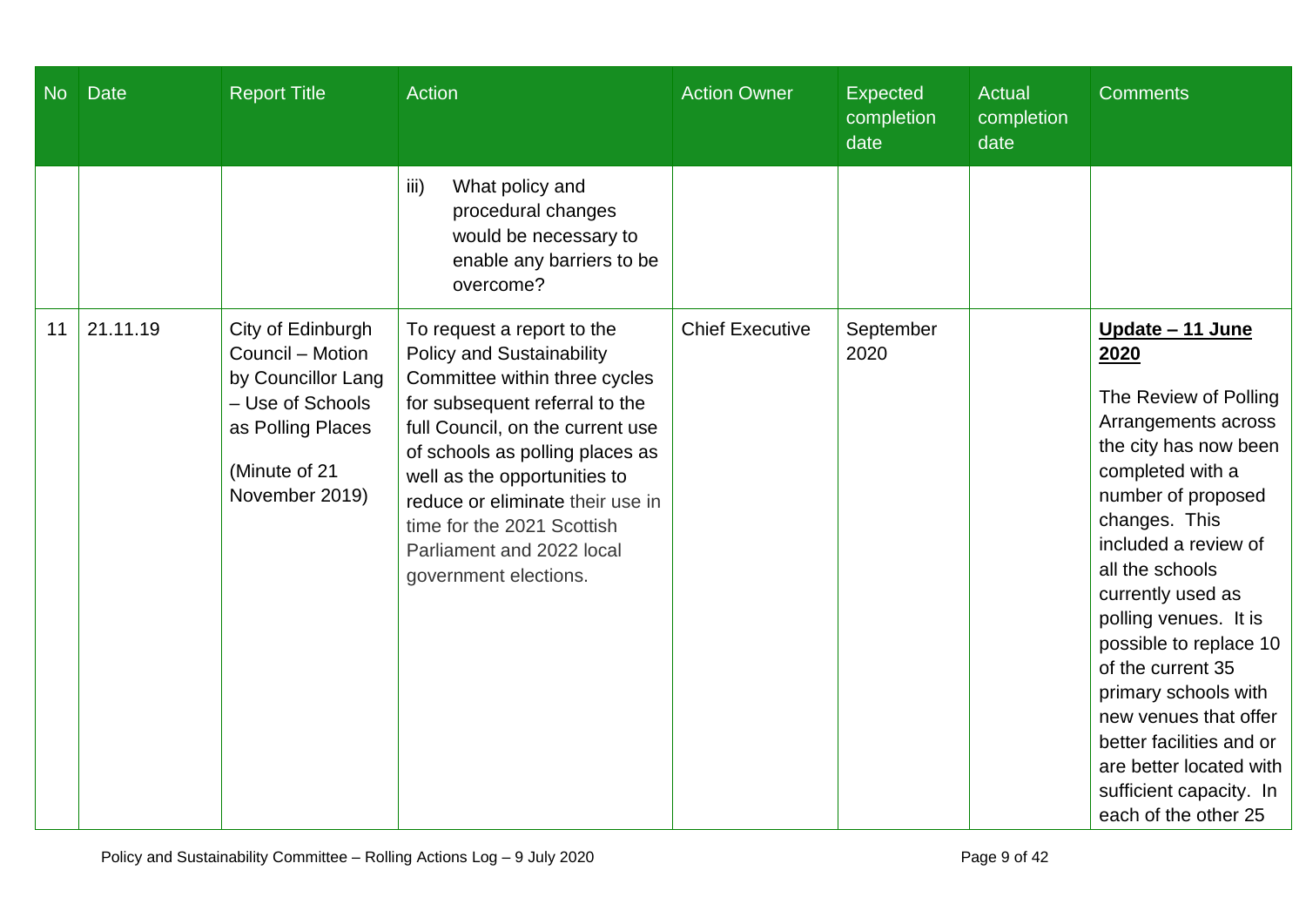| No | Date | Report Title | Action | Action Owner | Expected completion date | Actual completion date | Comments |
|---|---|---|---|---|---|---|---|
| | | | iii) What policy and procedural changes would be necessary to enable any barriers to be overcome? | | | | |
| 11 | 21.11.19 | City of Edinburgh Council – Motion by Councillor Lang – Use of Schools as Polling Places<br><br>(Minute of 21 November 2019) | To request a report to the Policy and Sustainability Committee within three cycles for subsequent referral to the full Council, on the current use of schools as polling places as well as the opportunities to reduce or eliminate their use in time for the 2021 Scottish Parliament and 2022 local government elections. | Chief Executive | September 2020 | | **Update – 11 June 2020**<br><br>The Review of Polling Arrangements across the city has now been completed with a number of proposed changes. This included a review of all the schools currently used as polling venues. It is possible to replace 10 of the current 35 primary schools with new venues that offer better facilities and or are better located with sufficient capacity. In each of the other 25 |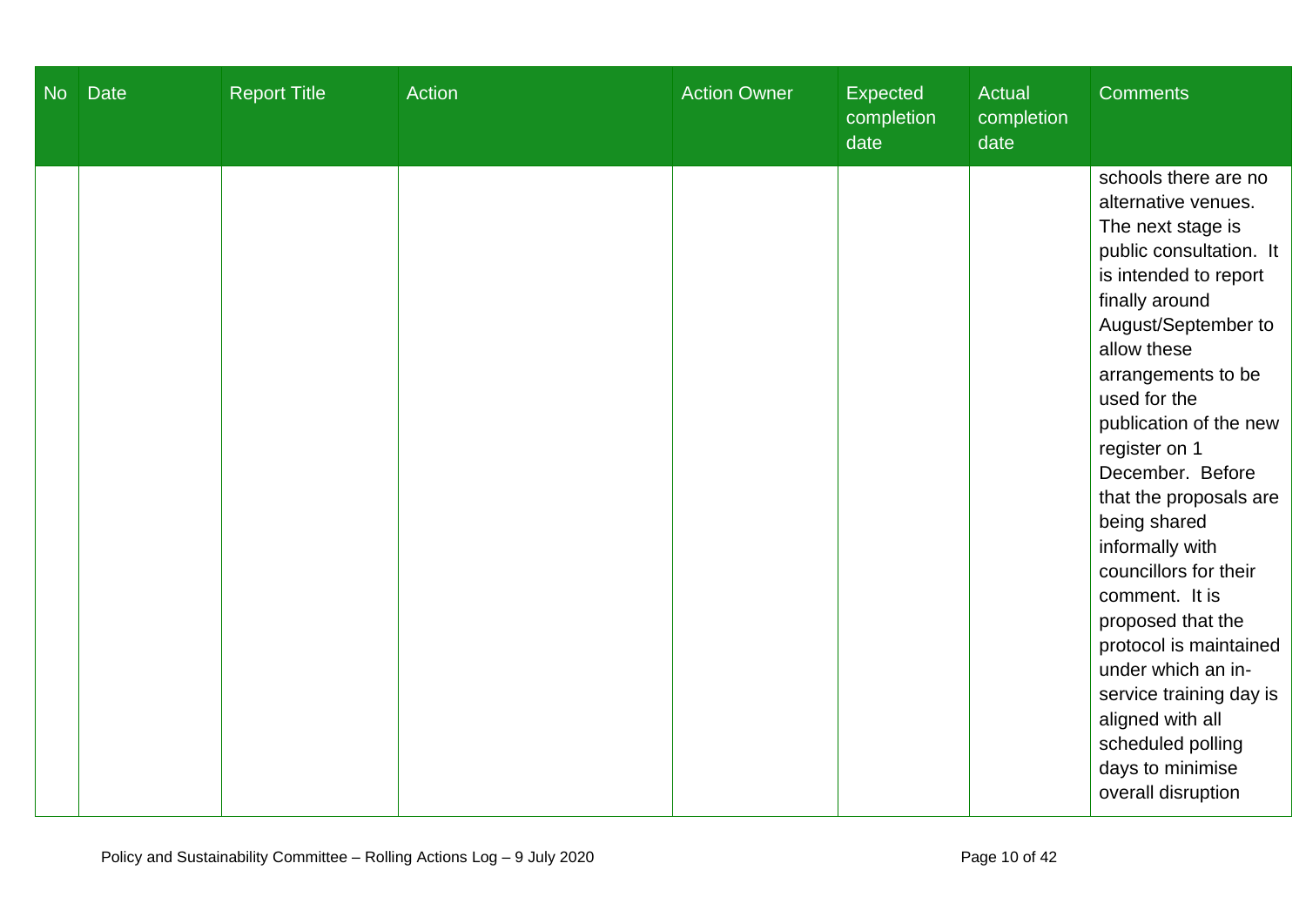| No | Date | Report Title | Action | Action Owner | Expected completion date | Actual completion date | Comments |
|---|---|---|---|---|---|---|---|
| | | | | | | | schools there are no alternative venues. The next stage is public consultation. It is intended to report finally around August/September to allow these arrangements to be used for the publication of the new register on 1 December. Before that the proposals are being shared informally with councillors for their comment. It is proposed that the protocol is maintained under which an in-service training day is aligned with all scheduled polling days to minimise overall disruption |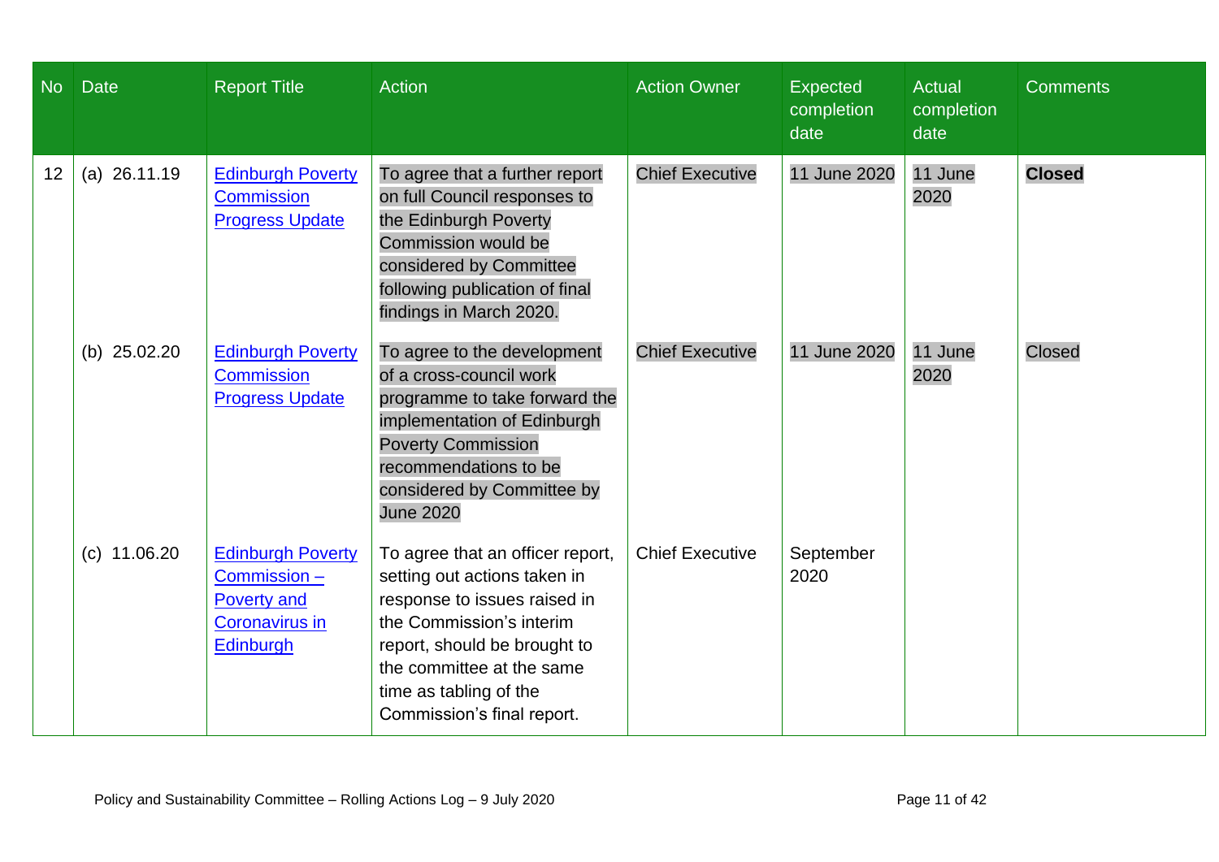| No | Date | Report Title | Action | Action Owner | Expected completion date | Actual completion date | Comments |
|---|---|---|---|---|---|---|---|
| 12 | (a) 26.11.19 | Edinburgh Poverty Commission Progress Update | To agree that a further report on full Council responses to the Edinburgh Poverty Commission would be considered by Committee following publication of final findings in March 2020. | Chief Executive | 11 June 2020 | 11 June 2020 | **Closed** |
| | (b) 25.02.20 | Edinburgh Poverty Commission Progress Update | To agree to the development of a cross-council work programme to take forward the implementation of Edinburgh Poverty Commission recommendations to be considered by Committee by June 2020 | Chief Executive | 11 June 2020 | 11 June 2020 | Closed |
| | (c) 11.06.20 | Edinburgh Poverty Commission – Poverty and Coronavirus in Edinburgh | To agree that an officer report, setting out actions taken in response to issues raised in the Commission's interim report, should be brought to the committee at the same time as tabling of the Commission's final report. | Chief Executive | September 2020 | | |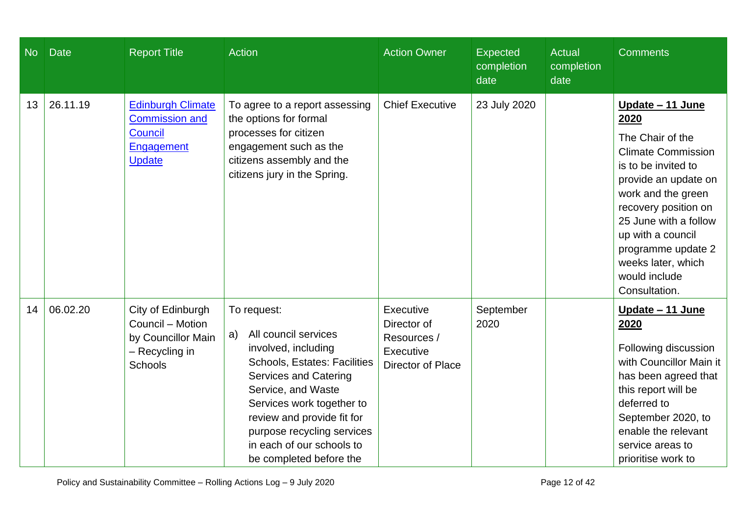| No | Date | Report Title | Action | Action Owner | Expected completion date | Actual completion date | Comments |
|---|---|---|---|---|---|---|---|
| 13 | 26.11.19 | Edinburgh Climate Commission and Council Engagement Update | To agree to a report assessing the options for formal processes for citizen engagement such as the citizens assembly and the citizens jury in the Spring. | Chief Executive | 23 July 2020 | | **Update – 11 June 2020**<br><br>The Chair of the Climate Commission is to be invited to provide an update on work and the green recovery position on 25 June with a follow up with a council programme update 2 weeks later, which would include Consultation. |
| 14 | 06.02.20 | City of Edinburgh Council – Motion by Councillor Main – Recycling in Schools | To request:<br><br>a) All council services involved, including Schools, Estates: Facilities Services and Catering Service, and Waste Services work together to review and provide fit for purpose recycling services in each of our schools to be completed before the | Executive Director of Resources / Executive Director of Place | September 2020 | | **Update – 11 June 2020**<br><br>Following discussion with Councillor Main it has been agreed that this report will be deferred to September 2020, to enable the relevant service areas to prioritise work to |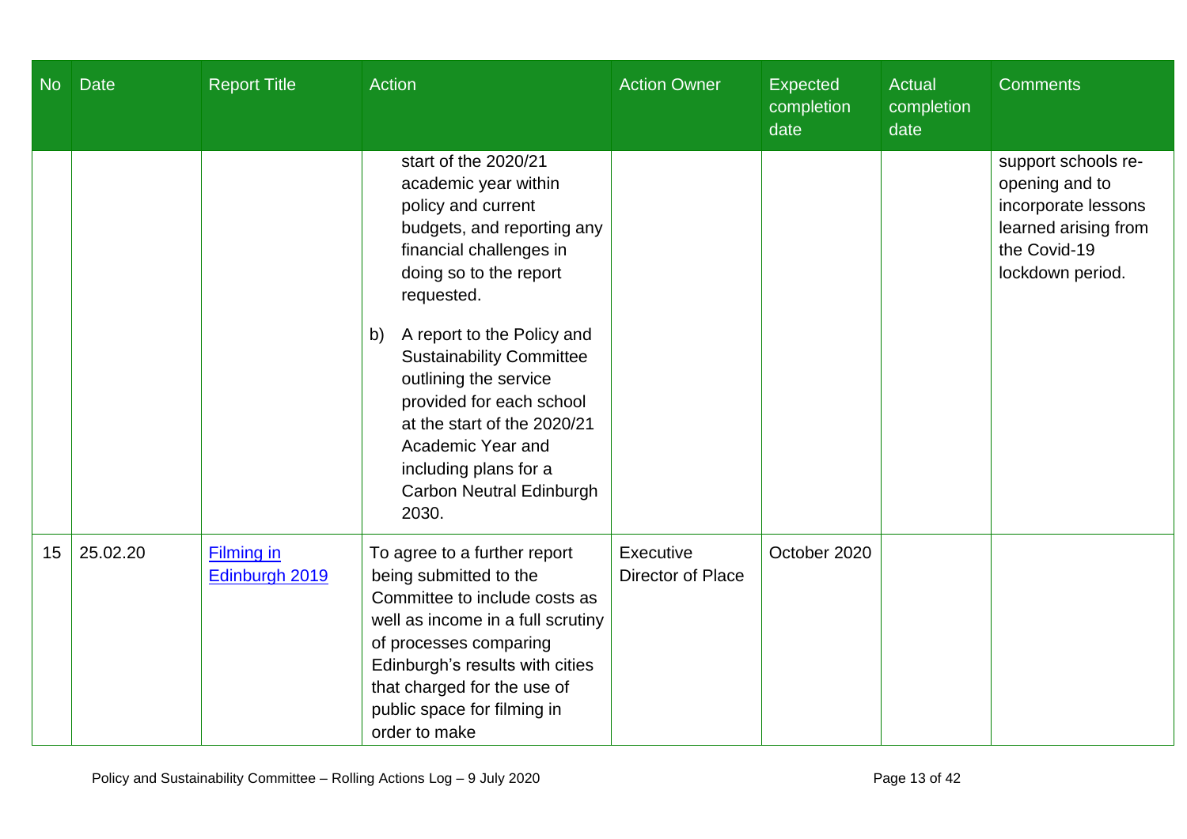| No | Date | Report Title | Action | Action Owner | Expected completion date | Actual completion date | Comments |
|---|---|---|---|---|---|---|---|
| | | | start of the 2020/21 academic year within policy and current budgets, and reporting any financial challenges in doing so to the report requested.<br><br>b) A report to the Policy and Sustainability Committee outlining the service provided for each school at the start of the 2020/21 Academic Year and including plans for a Carbon Neutral Edinburgh 2030. | | | | support schools re-opening and to incorporate lessons learned arising from the Covid-19 lockdown period. |
| 15 | 25.02.20 | [Filming in Edinburgh 2019]() | To agree to a further report being submitted to the Committee to include costs as well as income in a full scrutiny of processes comparing Edinburgh's results with cities that charged for the use of public space for filming in order to make | Executive Director of Place | October 2020 | | |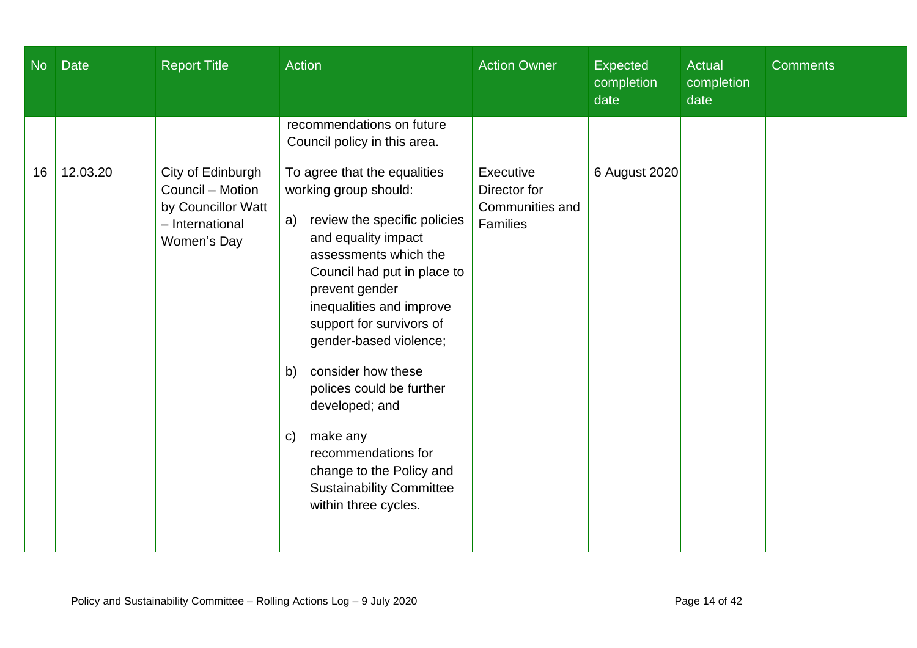| No | Date | Report Title | Action | Action Owner | Expected completion date | Actual completion date | Comments |
|---|---|---|---|---|---|---|---|
| | | | recommendations on future Council policy in this area. | | | | |
| 16 | 12.03.20 | City of Edinburgh Council – Motion by Councillor Watt – International Women's Day | To agree that the equalities working group should:<br><br>a) review the specific policies and equality impact assessments which the Council had put in place to prevent gender inequalities and improve support for survivors of gender-based violence;<br><br>b) consider how these polices could be further developed; and<br><br>c) make any recommendations for change to the Policy and Sustainability Committee within three cycles. | Executive Director for Communities and Families | 6 August 2020 | | |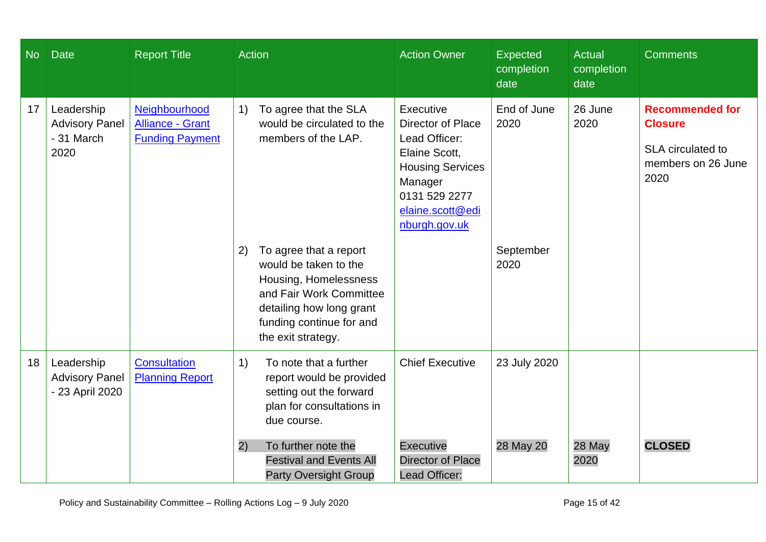| No | Date | Report Title | Action | Action Owner | Expected completion date | Actual completion date | Comments |
|---|---|---|---|---|---|---|---|
| 17 | Leadership Advisory Panel - 31 March 2020 | Neighbourhood Alliance - Grant Funding Payment | 1) To agree that the SLA would be circulated to the members of the LAP. | Executive Director of Place<br>Lead Officer: Elaine Scott, Housing Services Manager<br>0131 529 2277<br>elaine.scott@edinburgh.gov.uk | End of June 2020 | 26 June 2020 | **Recommended for Closure**<br><br>SLA circulated to members on 26 June 2020 |
| | | | 2) To agree that a report would be taken to the Housing, Homelessness and Fair Work Committee detailing how long grant funding continue for and the exit strategy. | | September 2020 | | |
| 18 | Leadership Advisory Panel - 23 April 2020 | Consultation Planning Report | 1) To note that a further report would be provided setting out the forward plan for consultations in due course. | Chief Executive | 23 July 2020 | | |
| | | | 2) To further note the Festival and Events All Party Oversight Group | Executive Director of Place<br>Lead Officer: | 28 May 20 | 28 May 2020 | **CLOSED** |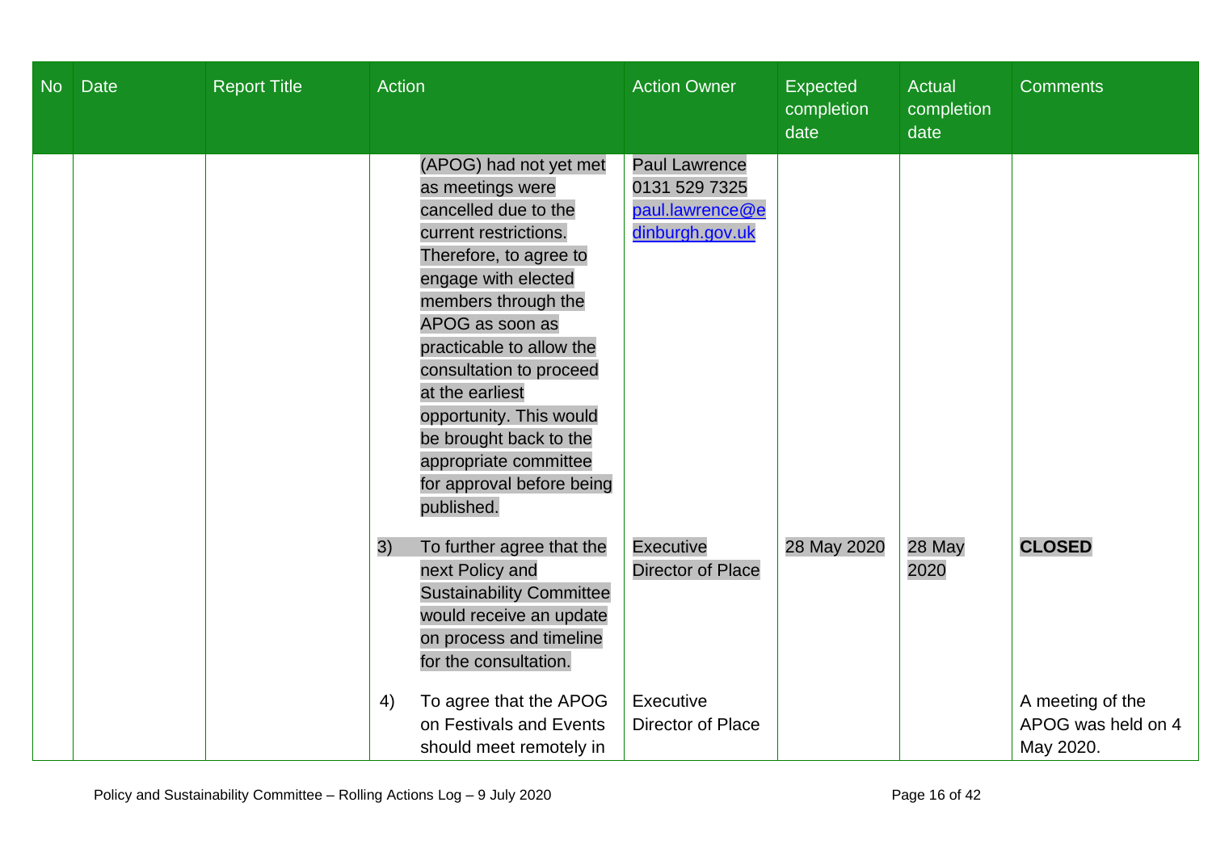| No | Date | Report Title | Action | Action Owner | Expected completion date | Actual completion date | Comments |
|---|---|---|---|---|---|---|---|
| | | | (APOG) had not yet met as meetings were cancelled due to the current restrictions. Therefore, to agree to engage with elected members through the APOG as soon as practicable to allow the consultation to proceed at the earliest opportunity. This would be brought back to the appropriate committee for approval before being published. | Paul Lawrence 0131 529 7325 [paul.lawrence@edinburgh.gov.uk](mailto:paul.lawrence@edinburgh.gov.uk) | | | |
| | | | 3) To further agree that the next Policy and Sustainability Committee would receive an update on process and timeline for the consultation. | Executive Director of Place | 28 May 2020 | 28 May 2020 | **CLOSED** |
| | | | 4) To agree that the APOG on Festivals and Events should meet remotely in | Executive Director of Place | | | A meeting of the APOG was held on 4 May 2020. |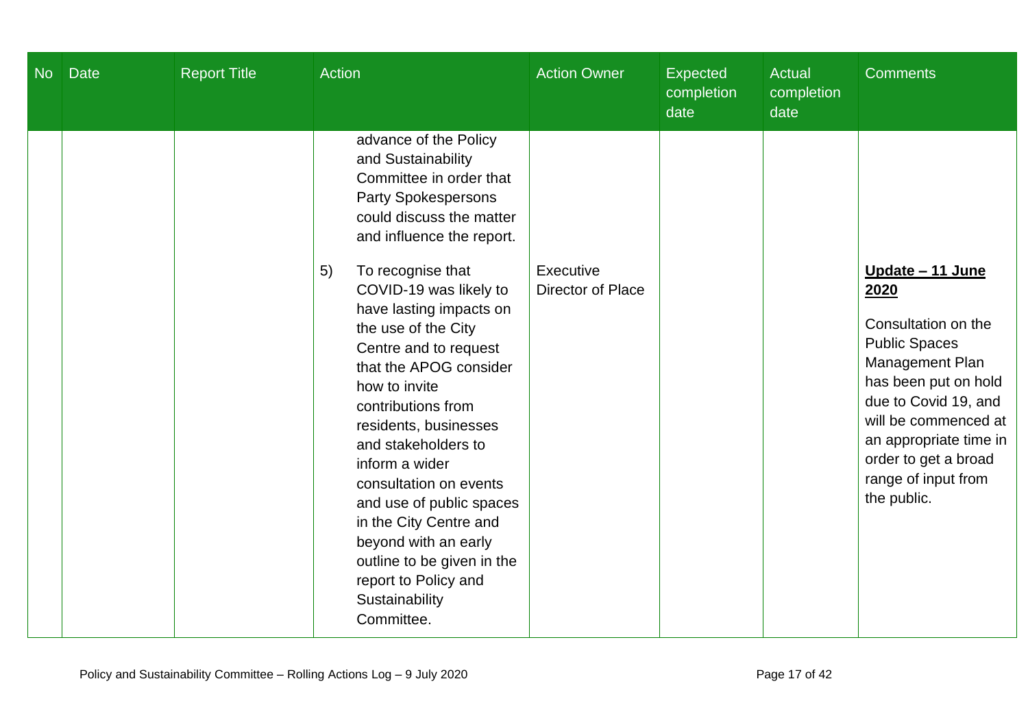| No | Date | Report Title | Action | Action Owner | Expected completion date | Actual completion date | Comments |
|---|---|---|---|---|---|---|---|
| | | | advance of the Policy and Sustainability Committee in order that Party Spokespersons could discuss the matter and influence the report. | | | | |
| | | | 5) To recognise that COVID-19 was likely to have lasting impacts on the use of the City Centre and to request that the APOG consider how to invite contributions from residents, businesses and stakeholders to inform a wider consultation on events and use of public spaces in the City Centre and beyond with an early outline to be given in the report to Policy and Sustainability Committee. | Executive Director of Place | | | **Update – 11 June 2020** Consultation on the Public Spaces Management Plan has been put on hold due to Covid 19, and will be commenced at an appropriate time in order to get a broad range of input from the public. |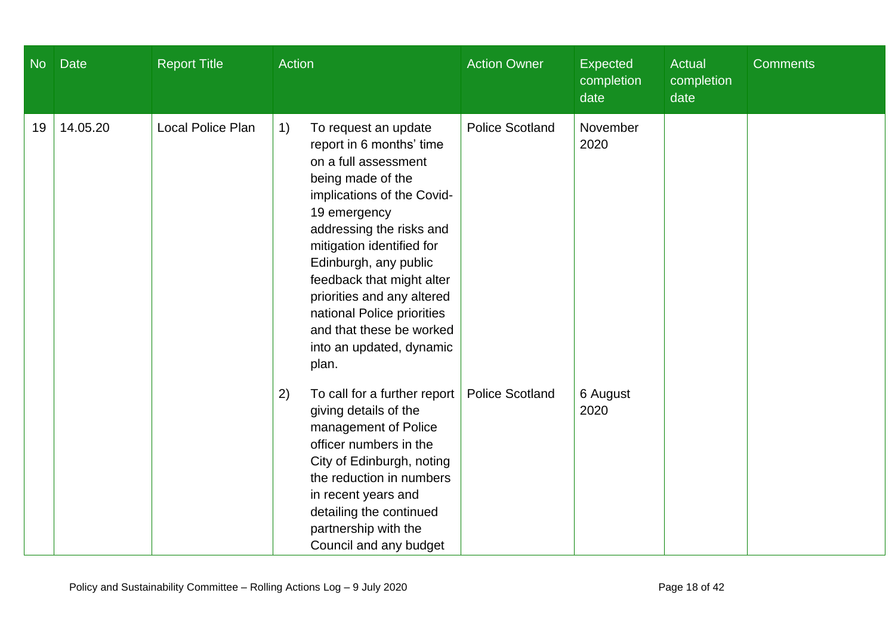| No | Date | Report Title | Action | Action Owner | Expected completion date | Actual completion date | Comments |
|---|---|---|---|---|---|---|---|
| 19 | 14.05.20 | Local Police Plan | 1) To request an update report in 6 months' time on a full assessment being made of the implications of the Covid-19 emergency addressing the risks and mitigation identified for Edinburgh, any public feedback that might alter priorities and any altered national Police priorities and that these be worked into an updated, dynamic plan. | Police Scotland | November 2020 | | |
| | | | 2) To call for a further report giving details of the management of Police officer numbers in the City of Edinburgh, noting the reduction in numbers in recent years and detailing the continued partnership with the Council and any budget | Police Scotland | 6 August 2020 | | |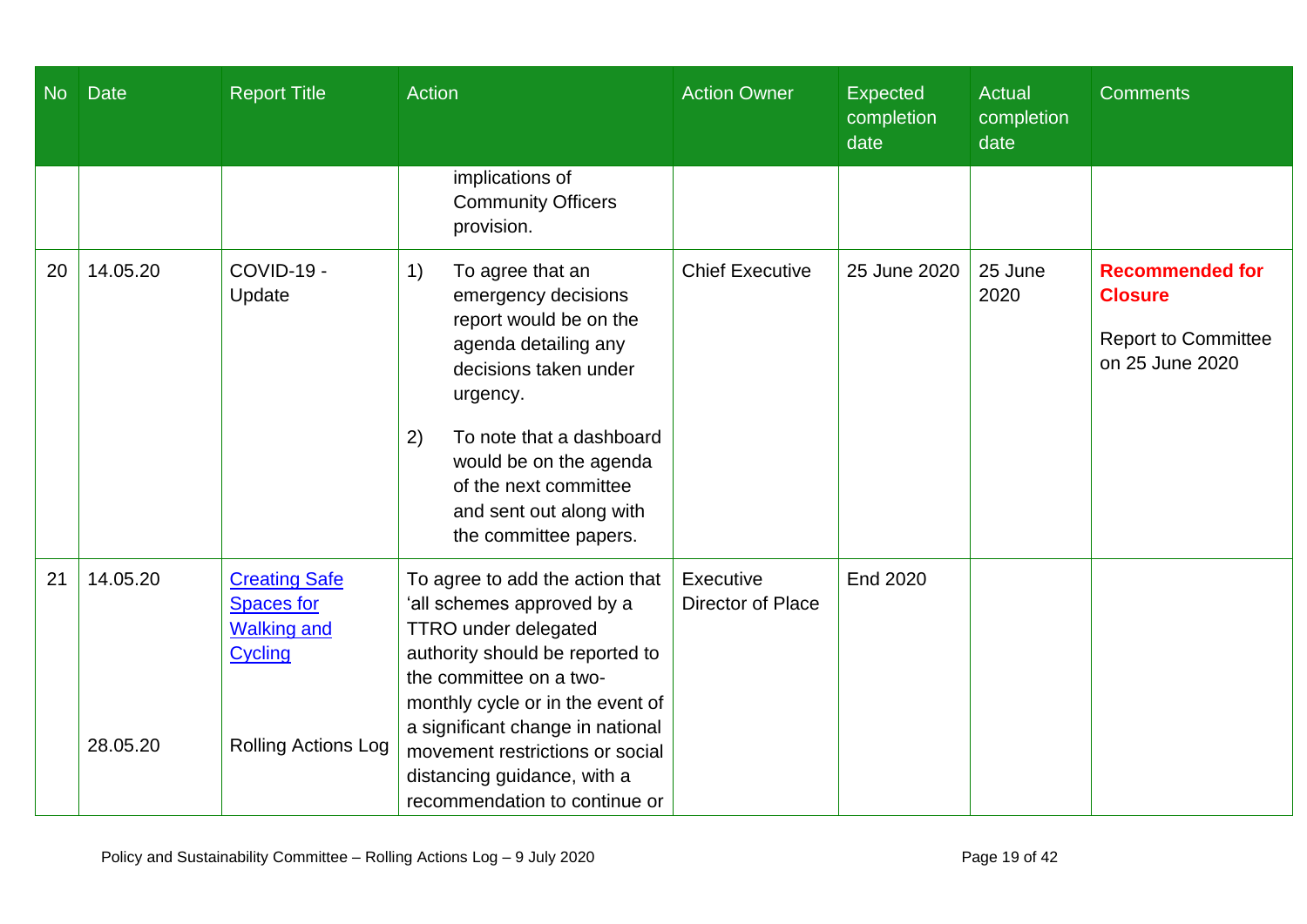| No | Date | Report Title | Action | Action Owner | Expected completion date | Actual completion date | Comments |
|---|---|---|---|---|---|---|---|
| | | | implications of Community Officers provision. | | | | |
| 20 | 14.05.20 | COVID-19 - Update | 1) To agree that an emergency decisions report would be on the agenda detailing any decisions taken under urgency.<br><br>2) To note that a dashboard would be on the agenda of the next committee and sent out along with the committee papers. | Chief Executive | 25 June 2020 | 25 June 2020 | **Recommended for Closure**<br><br>Report to Committee on 25 June 2020 |
| 21 | 14.05.20<br><br>28.05.20 | [Creating Safe Spaces for Walking and Cycling]()<br><br>Rolling Actions Log | To agree to add the action that 'all schemes approved by a TTRO under delegated authority should be reported to the committee on a two-monthly cycle or in the event of a significant change in national movement restrictions or social distancing guidance, with a recommendation to continue or | Executive Director of Place | End 2020 | | |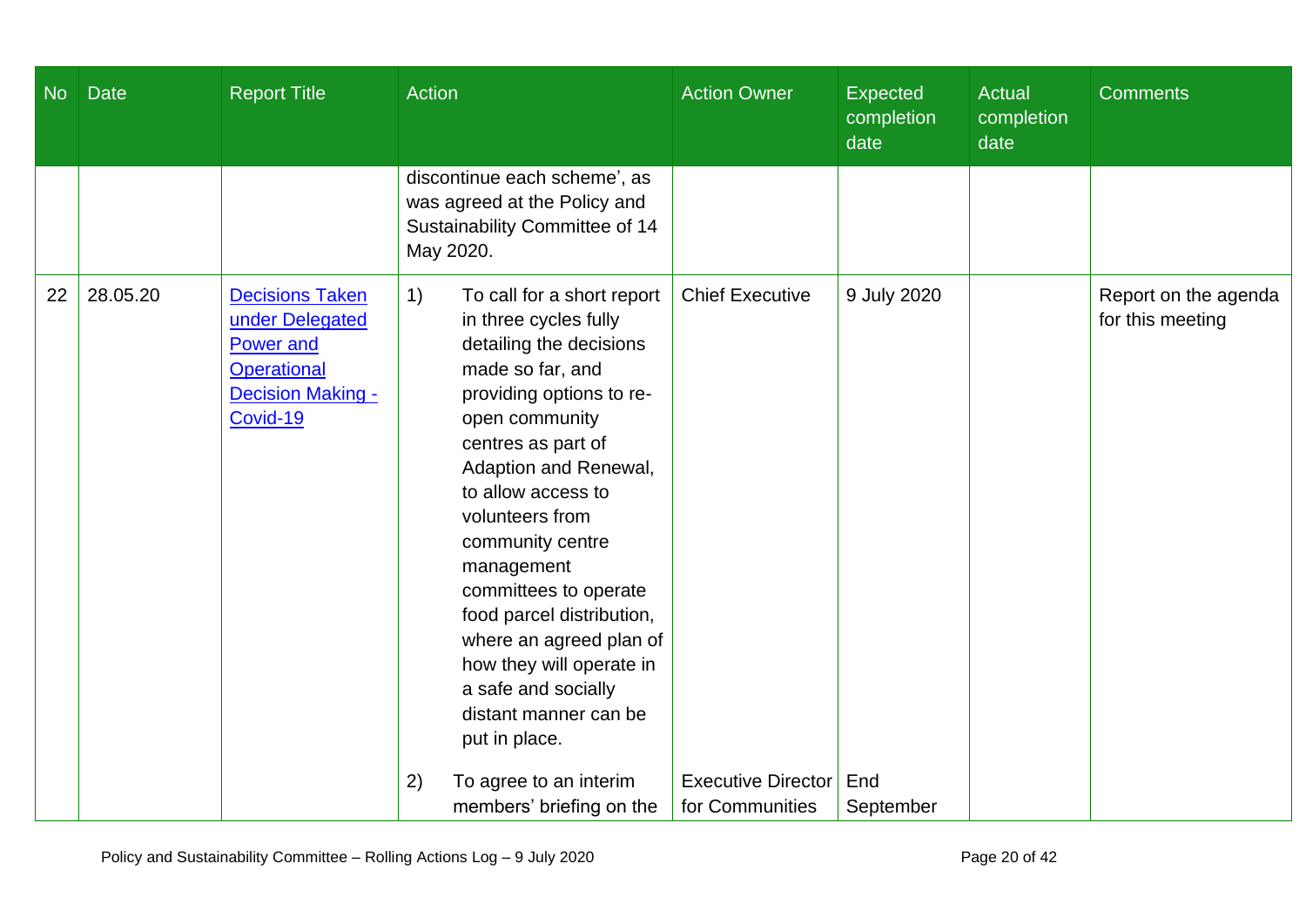| No | Date | Report Title | Action | Action Owner | Expected completion date | Actual completion date | Comments |
|---|---|---|---|---|---|---|---|
| | | | discontinue each scheme', as was agreed at the Policy and Sustainability Committee of 14 May 2020. | | | | |
| 22 | 28.05.20 | [Decisions Taken under Delegated Power and Operational Decision Making - Covid-19]() | 1) To call for a short report in three cycles fully detailing the decisions made so far, and providing options to re-open community centres as part of Adaption and Renewal, to allow access to volunteers from community centre management committees to operate food parcel distribution, where an agreed plan of how they will operate in a safe and socially distant manner can be put in place. | Chief Executive | 9 July 2020 | | Report on the agenda for this meeting |
| | | | 2) To agree to an interim members' briefing on the | Executive Director for Communities | End September | | |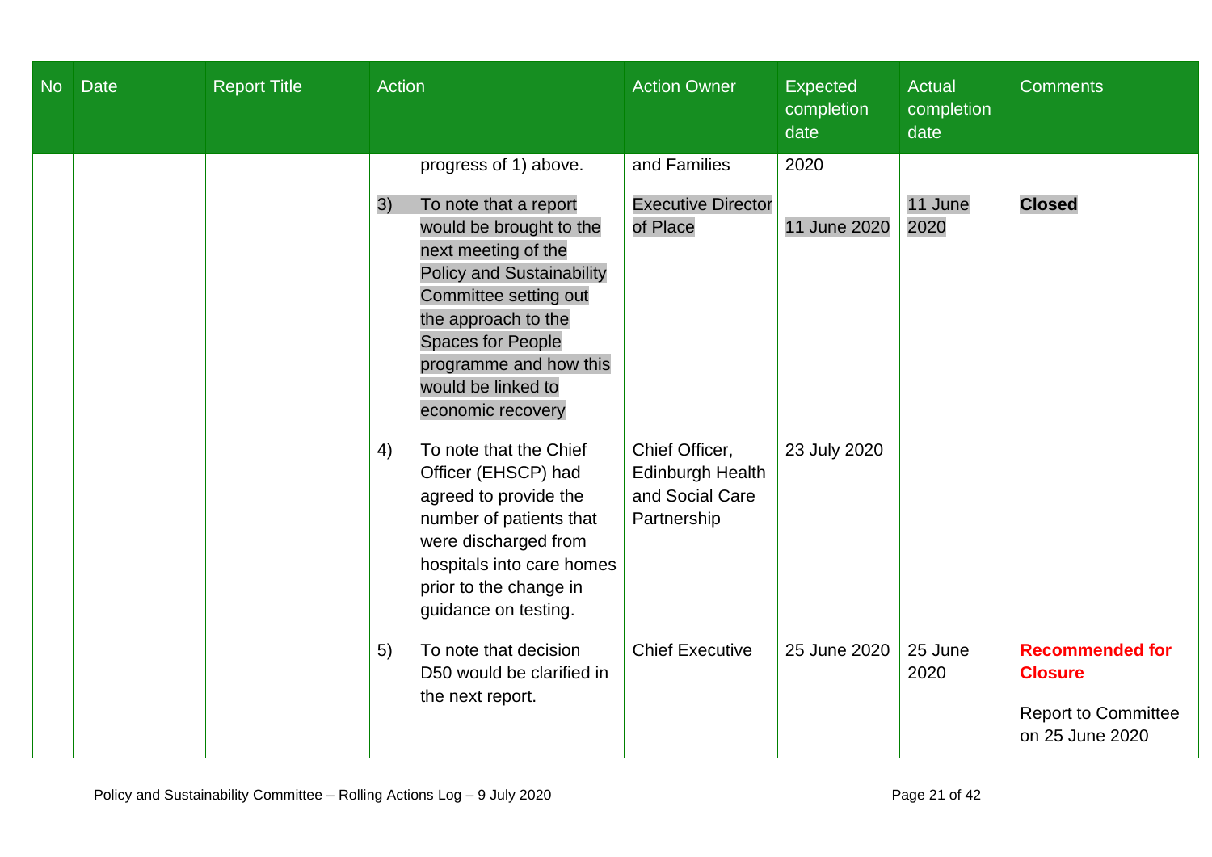| No | Date | Report Title | Action | Action Owner | Expected completion date | Actual completion date | Comments |
|---|---|---|---|---|---|---|---|
| | | | progress of 1) above. | and Families | 2020 | | |
| | | | 3) To note that a report would be brought to the next meeting of the Policy and Sustainability Committee setting out the approach to the Spaces for People programme and how this would be linked to economic recovery | Executive Director of Place | 11 June 2020 | 11 June 2020 | **Closed** |
| | | | 4) To note that the Chief Officer (EHSCP) had agreed to provide the number of patients that were discharged from hospitals into care homes prior to the change in guidance on testing. | Chief Officer, Edinburgh Health and Social Care Partnership | 23 July 2020 | | |
| | | | 5) To note that decision D50 would be clarified in the next report. | Chief Executive | 25 June 2020 | 25 June 2020 | **Recommended for Closure**<br><br>Report to Committee on 25 June 2020 |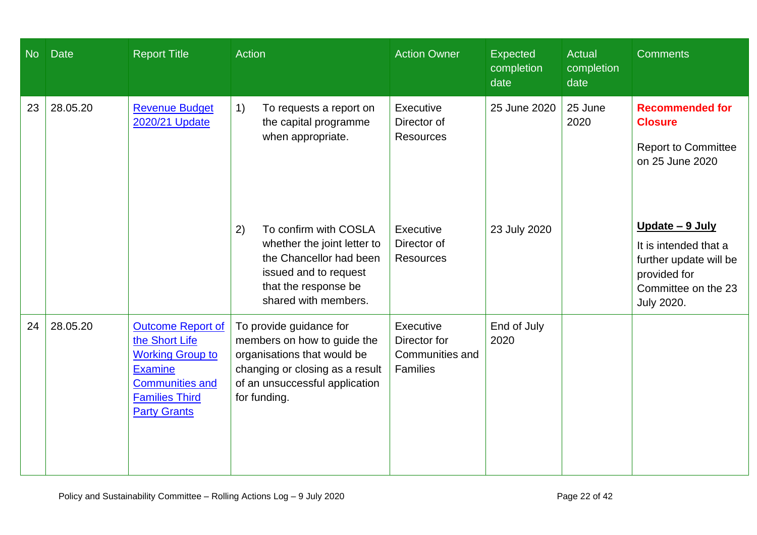| No | Date | Report Title | Action | Action Owner | Expected completion date | Actual completion date | Comments |
|---|---|---|---|---|---|---|---|
| 23 | 28.05.20 | [Revenue Budget 2020/21 Update]() | 1) To requests a report on the capital programme when appropriate. | Executive Director of Resources | 25 June 2020 | 25 June 2020 | **Recommended for Closure**<br><br>Report to Committee on 25 June 2020 |
| | | | 2) To confirm with COSLA whether the joint letter to the Chancellor had been issued and to request that the response be shared with members. | Executive Director of Resources | 23 July 2020 | | **Update – 9 July**<br><br>It is intended that a further update will be provided for Committee on the 23 July 2020. |
| 24 | 28.05.20 | [Outcome Report of the Short Life Working Group to Examine Communities and Families Third Party Grants]() | To provide guidance for members on how to guide the organisations that would be changing or closing as a result of an unsuccessful application for funding. | Executive Director for Communities and Families | End of July 2020 | | |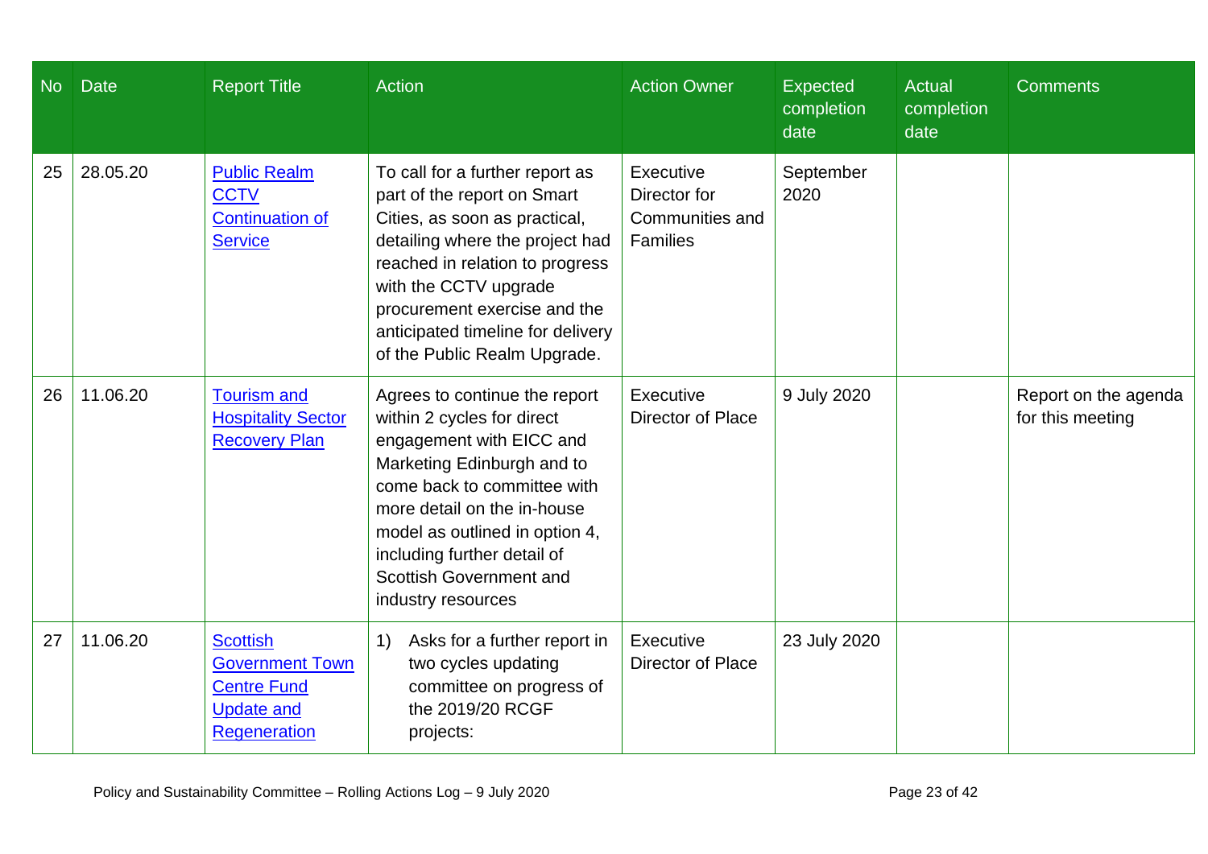| No | Date | Report Title | Action | Action Owner | Expected completion date | Actual completion date | Comments |
|---|---|---|---|---|---|---|---|
| 25 | 28.05.20 | Public Realm CCTV Continuation of Service | To call for a further report as part of the report on Smart Cities, as soon as practical, detailing where the project had reached in relation to progress with the CCTV upgrade procurement exercise and the anticipated timeline for delivery of the Public Realm Upgrade. | Executive Director for Communities and Families | September 2020 | | |
| 26 | 11.06.20 | Tourism and Hospitality Sector Recovery Plan | Agrees to continue the report within 2 cycles for direct engagement with EICC and Marketing Edinburgh and to come back to committee with more detail on the in-house model as outlined in option 4, including further detail of Scottish Government and industry resources | Executive Director of Place | 9 July 2020 | | Report on the agenda for this meeting |
| 27 | 11.06.20 | Scottish Government Town Centre Fund Update and Regeneration | 1) Asks for a further report in two cycles updating committee on progress of the 2019/20 RCGF projects: | Executive Director of Place | 23 July 2020 | | |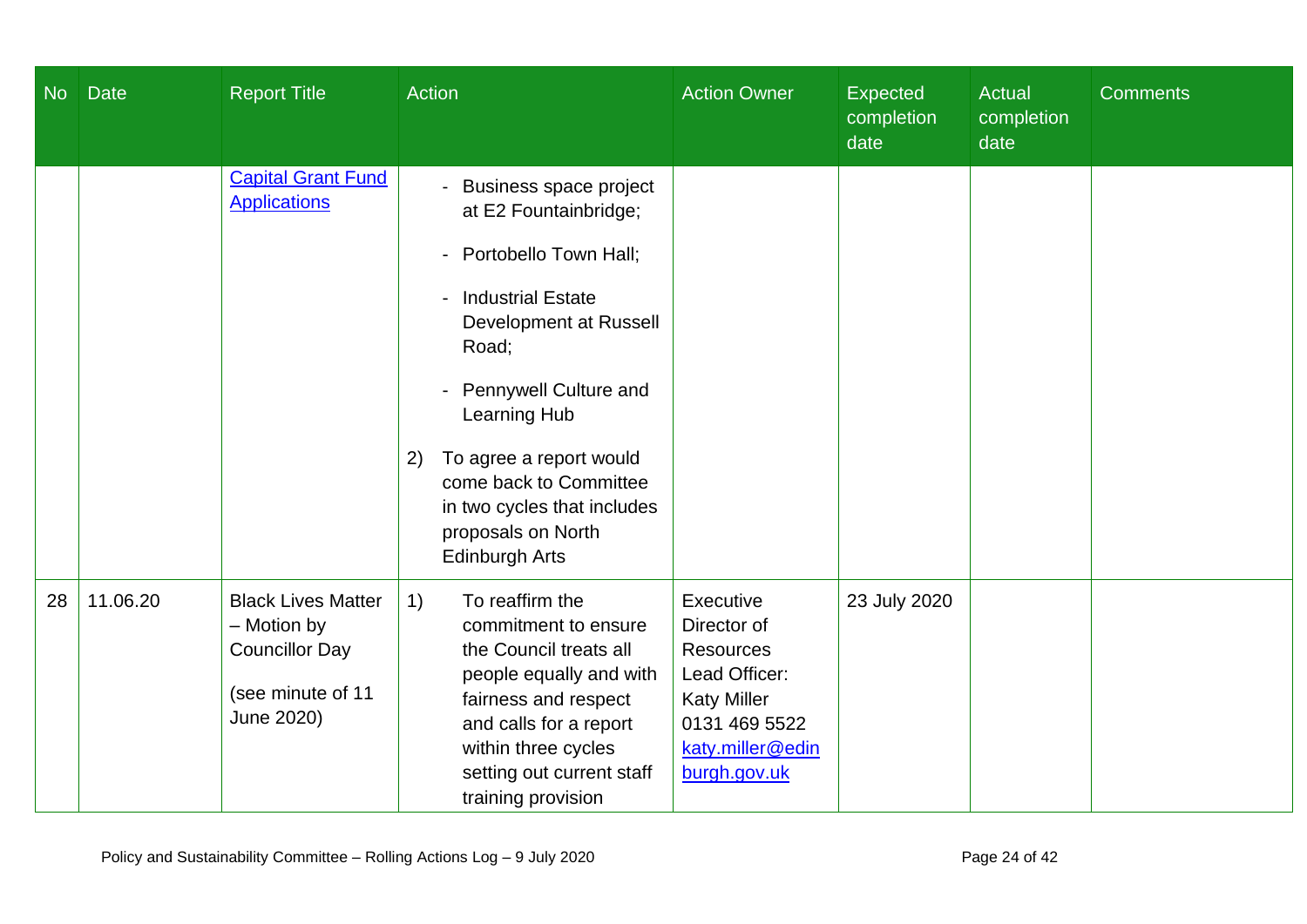| No | Date | Report Title | Action | Action Owner | Expected completion date | Actual completion date | Comments |
|---|---|---|---|---|---|---|---|
| | | [Capital Grant Fund Applications]() | - Business space project at E2 Fountainbridge;<br>- Portobello Town Hall;<br>- Industrial Estate Development at Russell Road;<br>- Pennywell Culture and Learning Hub<br>2) To agree a report would come back to Committee in two cycles that includes proposals on North Edinburgh Arts | | | | |
| 28 | 11.06.20 | Black Lives Matter – Motion by Councillor Day<br>(see minute of 11 June 2020) | 1) To reaffirm the commitment to ensure the Council treats all people equally and with fairness and respect and calls for a report within three cycles setting out current staff training provision | Executive Director of Resources<br>Lead Officer: Katy Miller<br>0131 469 5522<br>[katy.miller@edinburgh.gov.uk](mailto:katy.miller@edinburgh.gov.uk) | 23 July 2020 | | |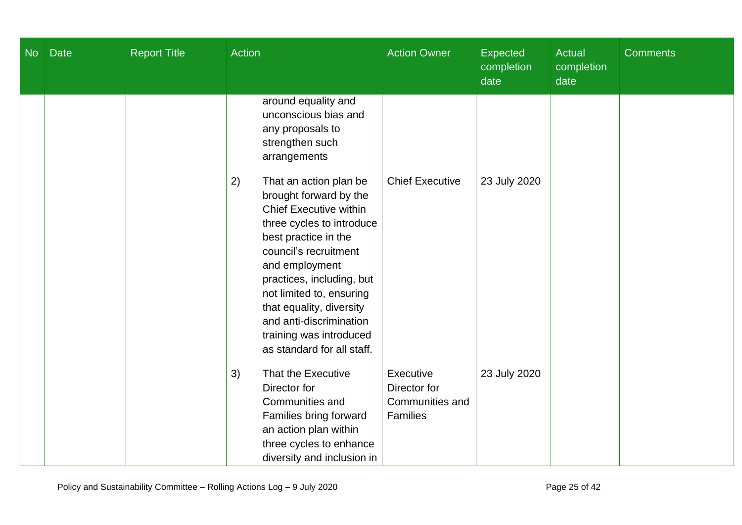| No | Date | Report Title | Action | Action Owner | Expected completion date | Actual completion date | Comments |
|---|---|---|---|---|---|---|---|
| | | | around equality and unconscious bias and any proposals to strengthen such arrangements | | | | |
| | | | 2) That an action plan be brought forward by the Chief Executive within three cycles to introduce best practice in the council's recruitment and employment practices, including, but not limited to, ensuring that equality, diversity and anti-discrimination training was introduced as standard for all staff. | Chief Executive | 23 July 2020 | | |
| | | | 3) That the Executive Director for Communities and Families bring forward an action plan within three cycles to enhance diversity and inclusion in | Executive Director for Communities and Families | 23 July 2020 | | |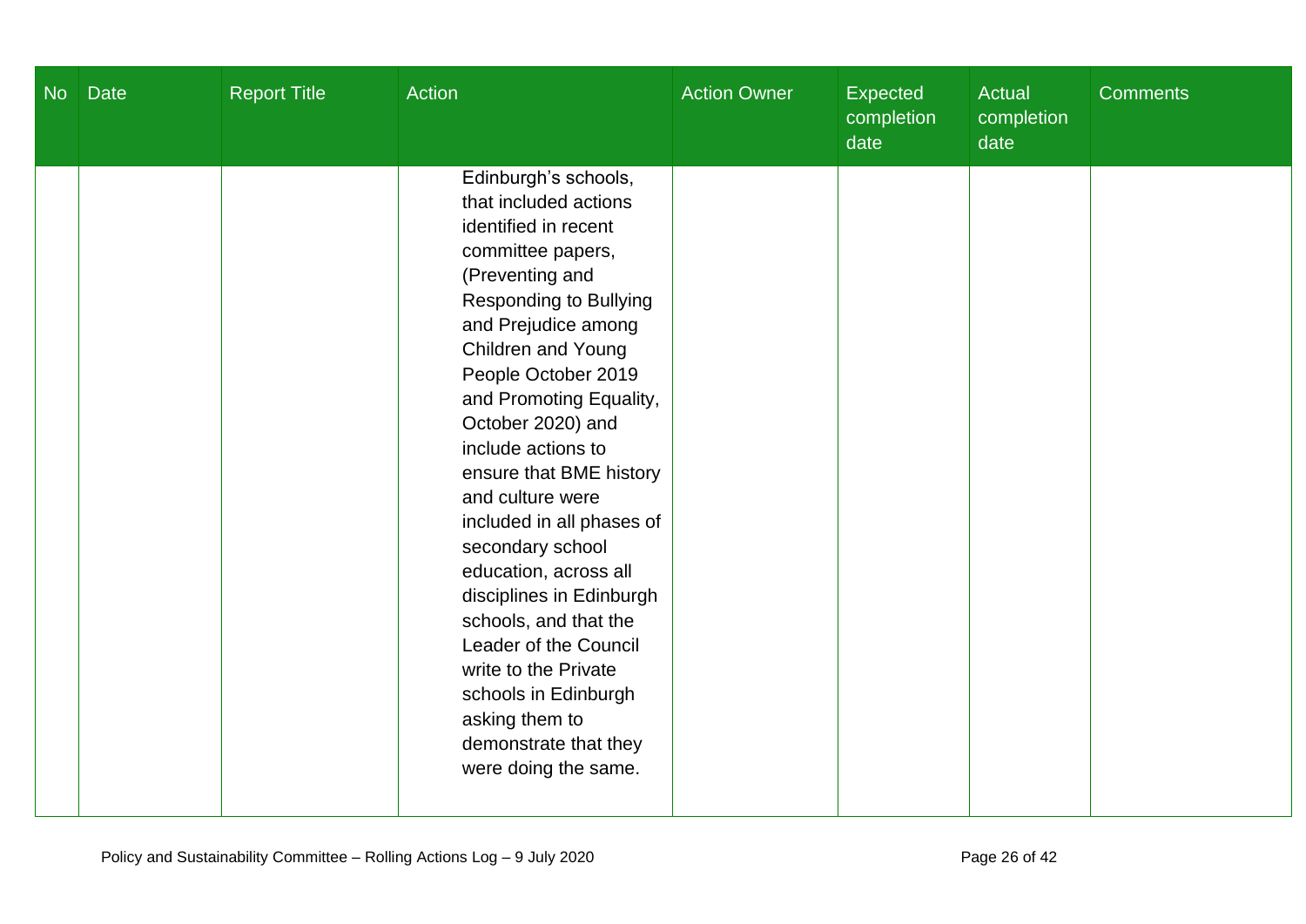| No | Date | Report Title | Action | Action Owner | Expected completion date | Actual completion date | Comments |
|---|---|---|---|---|---|---|---|
| | | | Edinburgh's schools, that included actions identified in recent committee papers, (Preventing and Responding to Bullying and Prejudice among Children and Young People October 2019 and Promoting Equality, October 2020) and include actions to ensure that BME history and culture were included in all phases of secondary school education, across all disciplines in Edinburgh schools, and that the Leader of the Council write to the Private schools in Edinburgh asking them to demonstrate that they were doing the same. | | | | |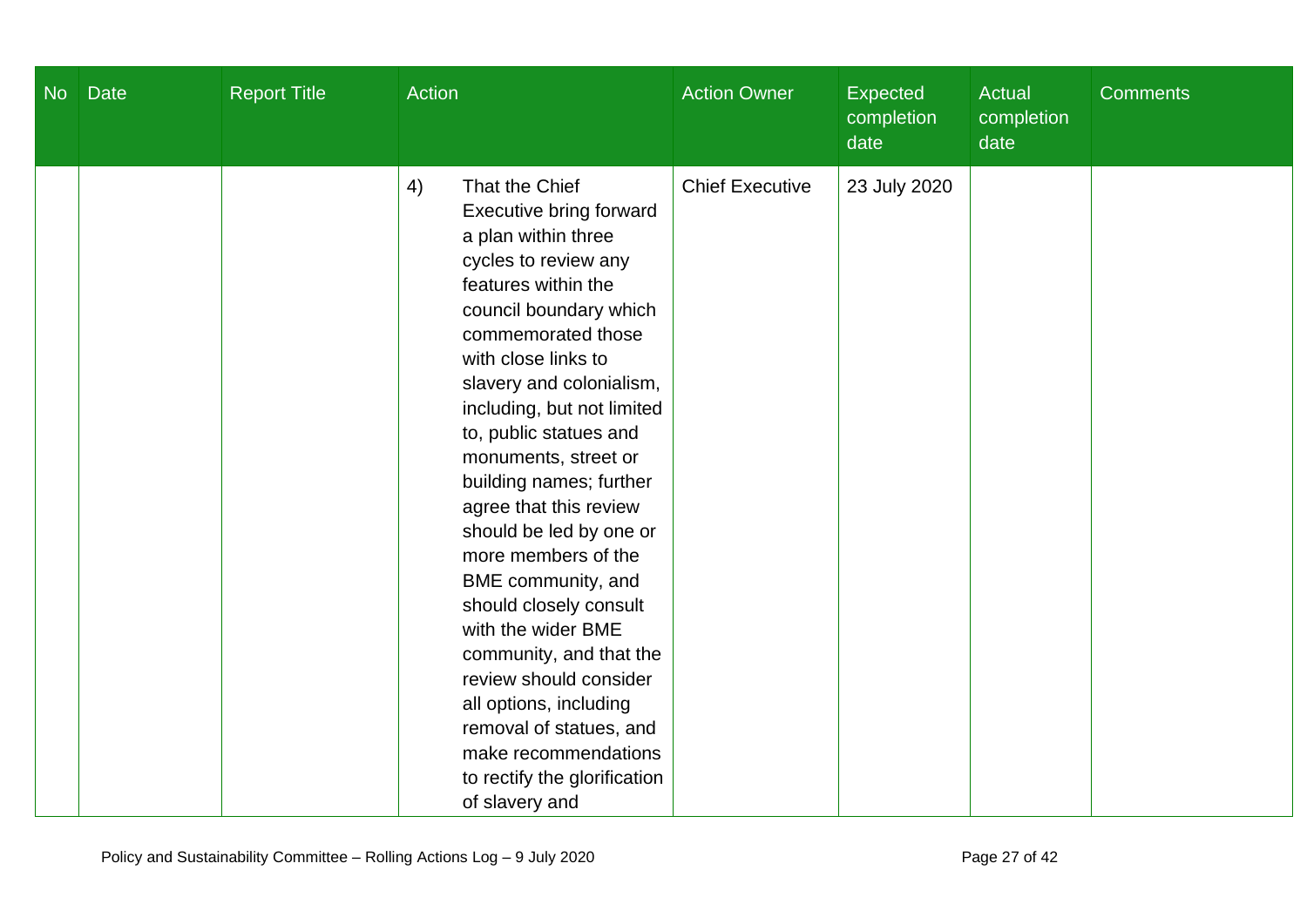| No | Date | Report Title | Action | Action Owner | Expected completion date | Actual completion date | Comments |
|---|---|---|---|---|---|---|---|
| | | | 4) That the Chief Executive bring forward a plan within three cycles to review any features within the council boundary which commemorated those with close links to slavery and colonialism, including, but not limited to, public statues and monuments, street or building names; further agree that this review should be led by one or more members of the BME community, and should closely consult with the wider BME community, and that the review should consider all options, including removal of statues, and make recommendations to rectify the glorification of slavery and | Chief Executive | 23 July 2020 | | |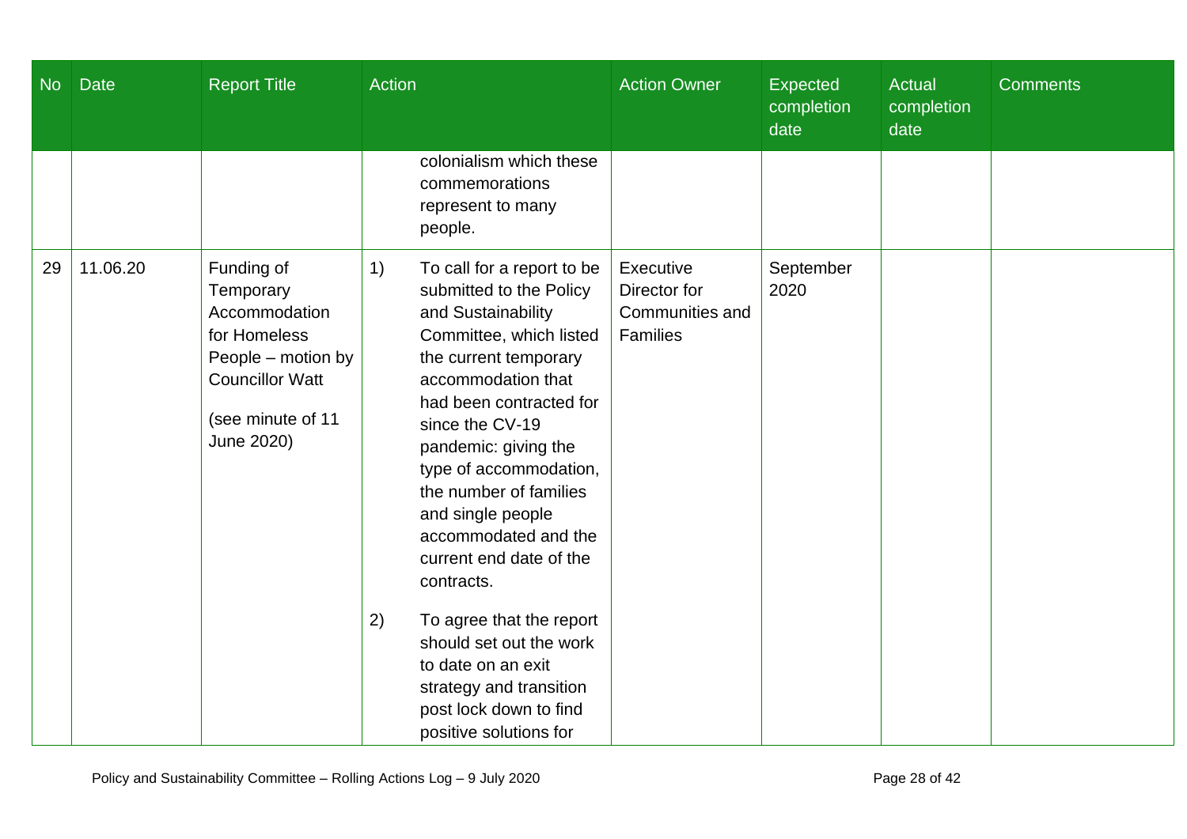| No | Date | Report Title | Action | Action Owner | Expected completion date | Actual completion date | Comments |
|---|---|---|---|---|---|---|---|
| | | | colonialism which these commemorations represent to many people. | | | | |
| 29 | 11.06.20 | Funding of Temporary Accommodation for Homeless People – motion by Councillor Watt<br><br>(see minute of 11 June 2020) | 1) To call for a report to be submitted to the Policy and Sustainability Committee, which listed the current temporary accommodation that had been contracted for since the CV-19 pandemic: giving the type of accommodation, the number of families and single people accommodated and the current end date of the contracts.<br><br>2) To agree that the report should set out the work to date on an exit strategy and transition post lock down to find positive solutions for | Executive Director for Communities and Families | September 2020 | | |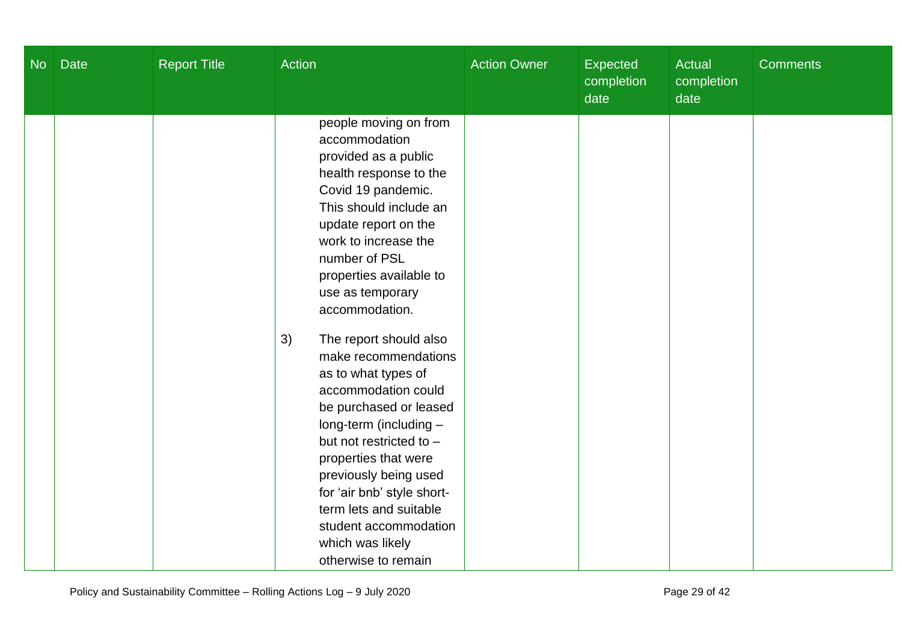| No | Date | Report Title | Action | Action Owner | Expected completion date | Actual completion date | Comments |
|---|---|---|---|---|---|---|---|
| | | | people moving on from accommodation provided as a public health response to the Covid 19 pandemic. This should include an update report on the work to increase the number of PSL properties available to use as temporary accommodation.<br><br>3) The report should also make recommendations as to what types of accommodation could be purchased or leased long-term (including – but not restricted to – properties that were previously being used for 'air bnb' style short-term lets and suitable student accommodation which was likely otherwise to remain | | | | |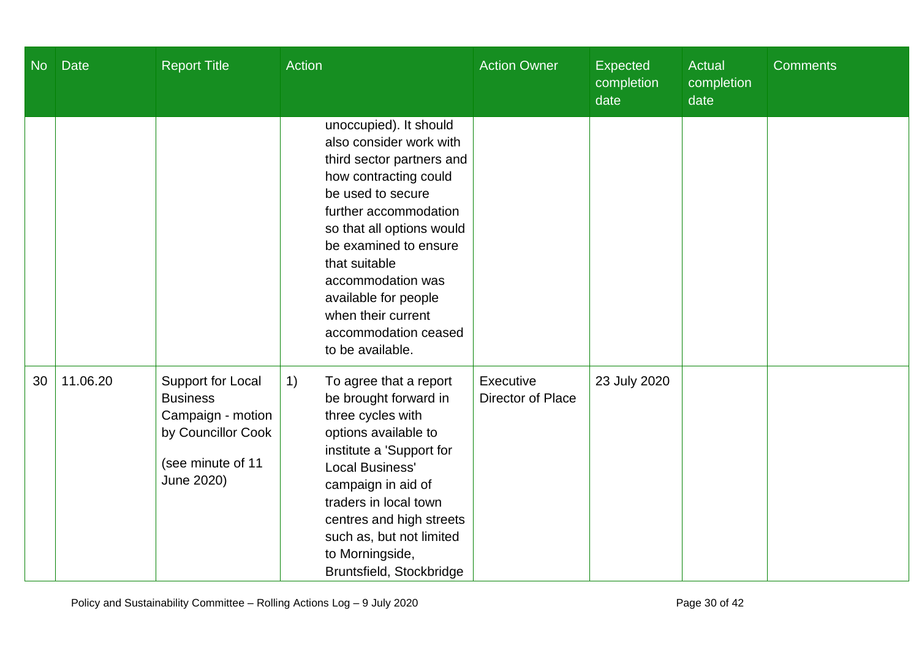| No | Date | Report Title | Action | Action Owner | Expected completion date | Actual completion date | Comments |
|---|---|---|---|---|---|---|---|
| | | | unoccupied). It should also consider work with third sector partners and how contracting could be used to secure further accommodation so that all options would be examined to ensure that suitable accommodation was available for people when their current accommodation ceased to be available. | | | | |
| 30 | 11.06.20 | Support for Local Business Campaign - motion by Councillor Cook<br><br>(see minute of 11 June 2020) | 1) To agree that a report be brought forward in three cycles with options available to institute a 'Support for Local Business' campaign in aid of traders in local town centres and high streets such as, but not limited to Morningside, Bruntsfield, Stockbridge | Executive Director of Place | 23 July 2020 | | |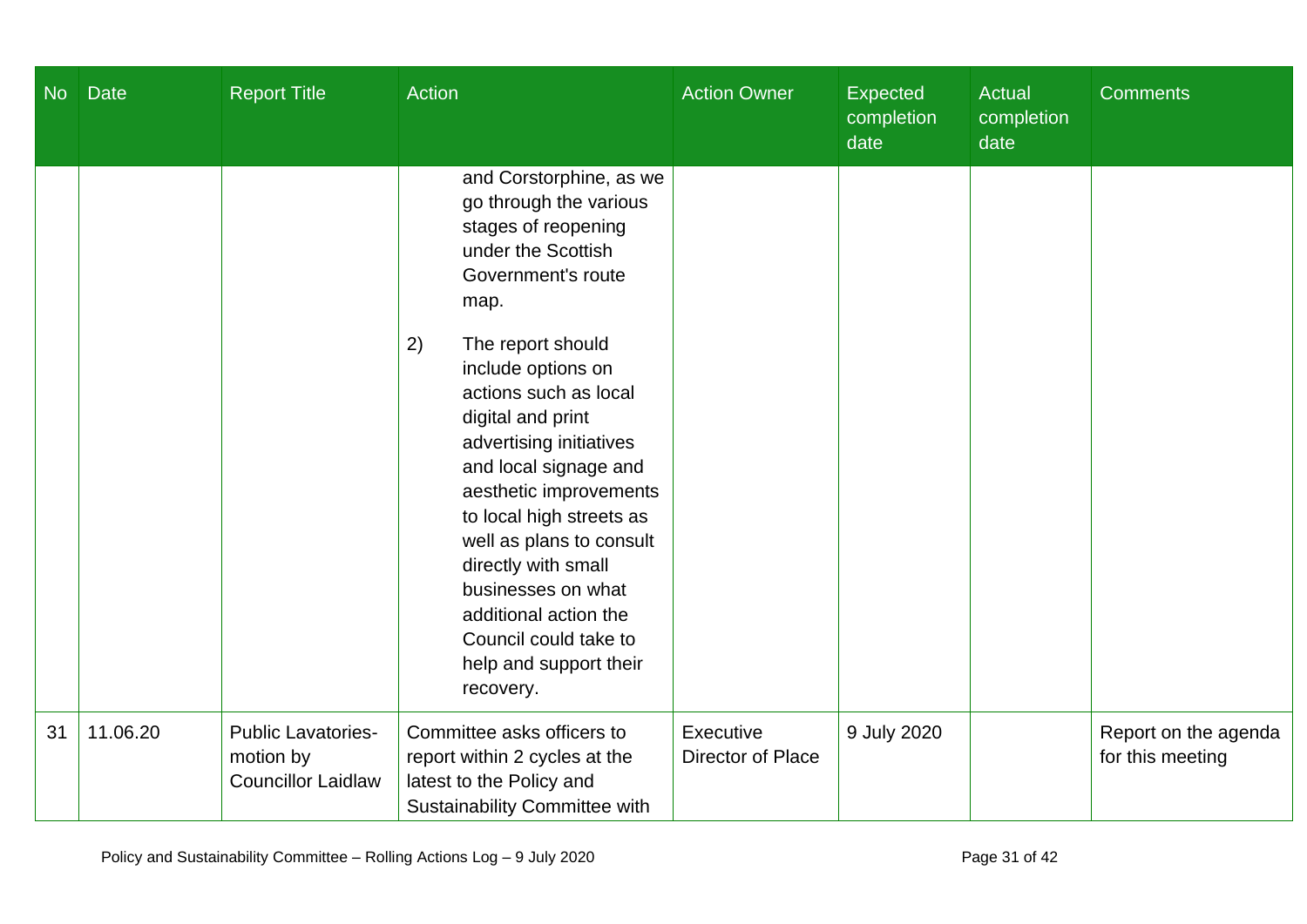| No | Date | Report Title | Action | Action Owner | Expected completion date | Actual completion date | Comments |
|---|---|---|---|---|---|---|---|
| | | | and Corstorphine, as we go through the various stages of reopening under the Scottish Government's route map.<br><br>2) The report should include options on actions such as local digital and print advertising initiatives and local signage and aesthetic improvements to local high streets as well as plans to consult directly with small businesses on what additional action the Council could take to help and support their recovery. | | | | |
| 31 | 11.06.20 | Public Lavatories- motion by Councillor Laidlaw | Committee asks officers to report within 2 cycles at the latest to the Policy and Sustainability Committee with | Executive Director of Place | 9 July 2020 | | Report on the agenda for this meeting |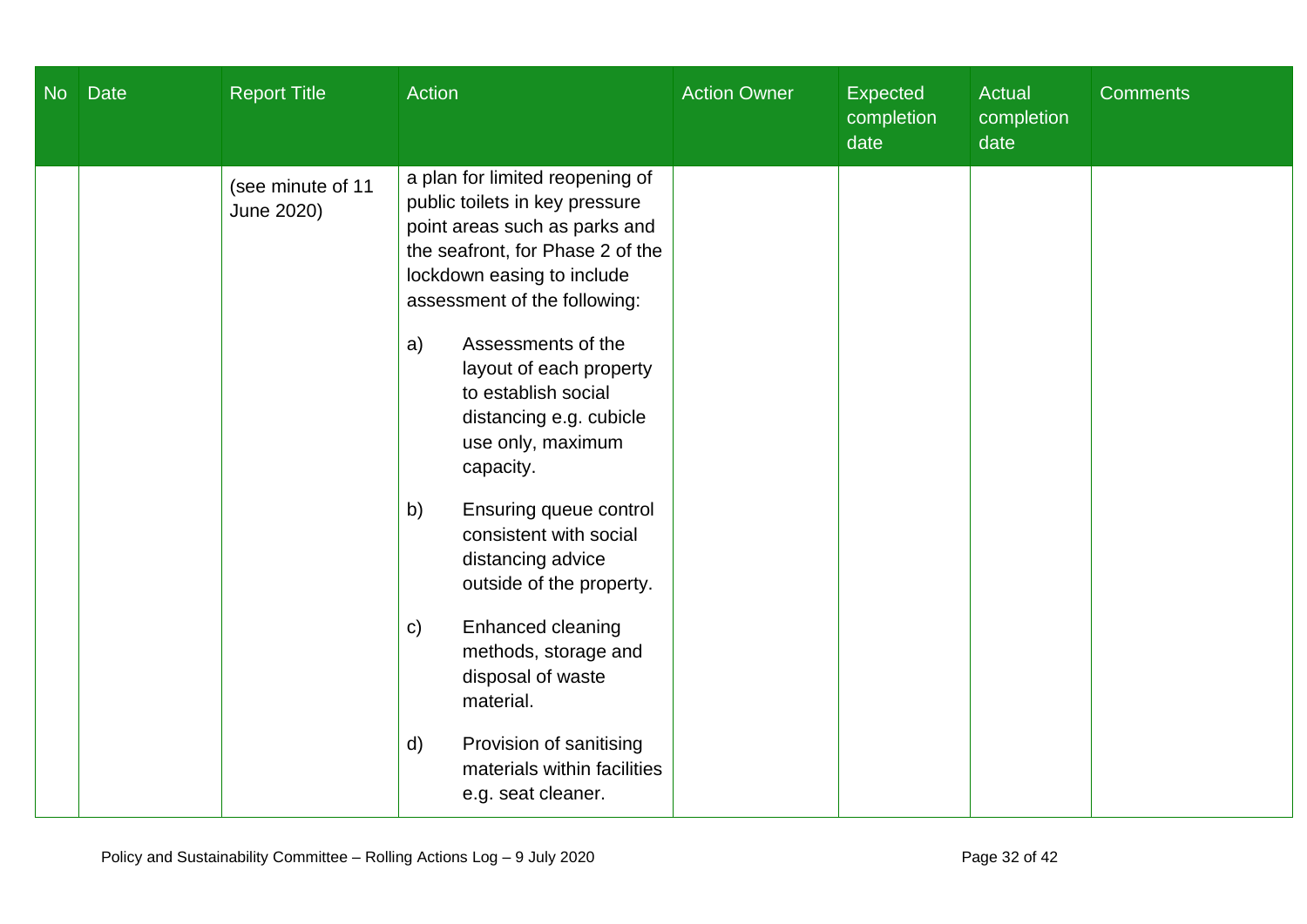| No | Date | Report Title | Action | Action Owner | Expected completion date | Actual completion date | Comments |
|---|---|---|---|---|---|---|---|
| | | (see minute of 11 June 2020) | a plan for limited reopening of public toilets in key pressure point areas such as parks and the seafront, for Phase 2 of the lockdown easing to include assessment of the following:<br><br>a) Assessments of the layout of each property to establish social distancing e.g. cubicle use only, maximum capacity.<br><br>b) Ensuring queue control consistent with social distancing advice outside of the property.<br><br>c) Enhanced cleaning methods, storage and disposal of waste material.<br><br>d) Provision of sanitising materials within facilities e.g. seat cleaner. | | | | |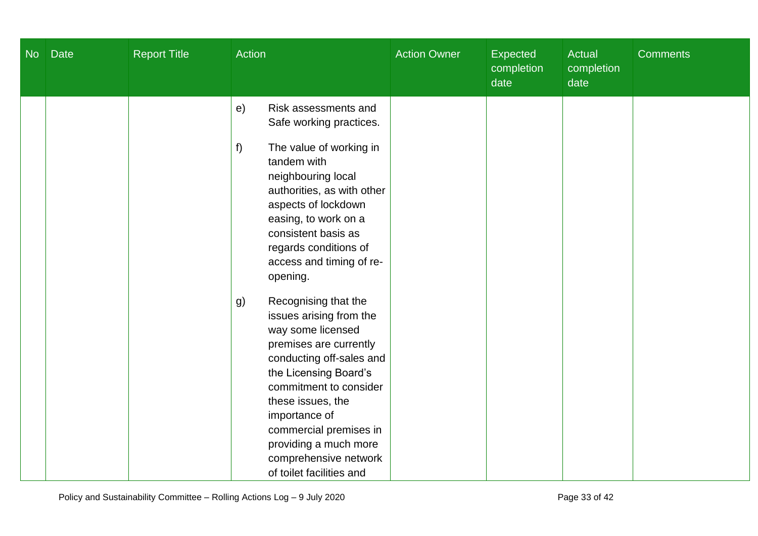| No | Date | Report Title | Action | Action Owner | Expected completion date | Actual completion date | Comments |
|---|---|---|---|---|---|---|---|
| | | | e) Risk assessments and Safe working practices.<br><br>f) The value of working in tandem with neighbouring local authorities, as with other aspects of lockdown easing, to work on a consistent basis as regards conditions of access and timing of re-opening.<br><br>g) Recognising that the issues arising from the way some licensed premises are currently conducting off-sales and the Licensing Board's commitment to consider these issues, the importance of commercial premises in providing a much more comprehensive network of toilet facilities and | | | | |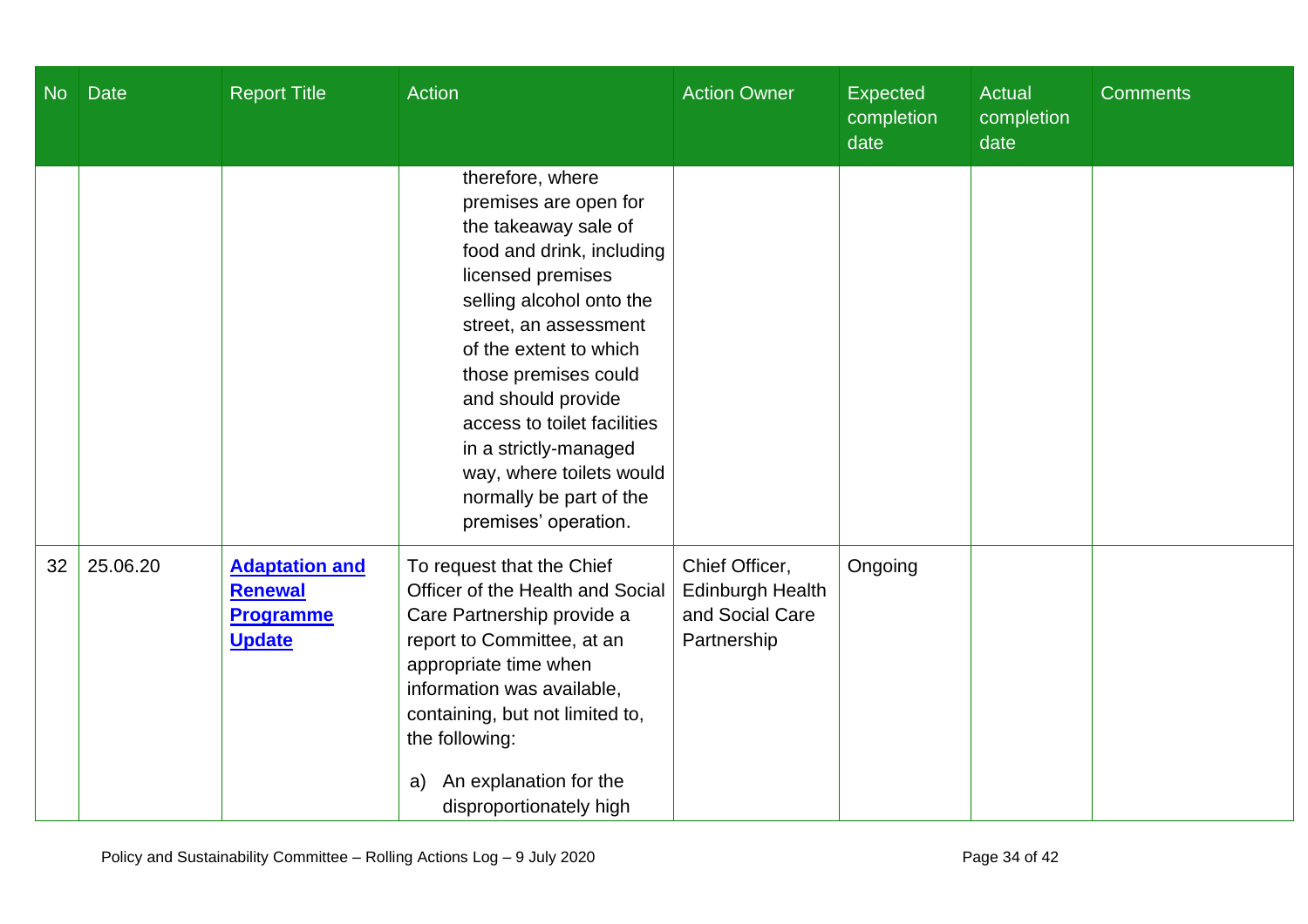| No | Date | Report Title | Action | Action Owner | Expected completion date | Actual completion date | Comments |
|---|---|---|---|---|---|---|---|
| | | | therefore, where premises are open for the takeaway sale of food and drink, including licensed premises selling alcohol onto the street, an assessment of the extent to which those premises could and should provide access to toilet facilities in a strictly-managed way, where toilets would normally be part of the premises' operation. | | | | |
| 32 | 25.06.20 | **Adaptation and Renewal Programme Update** | To request that the Chief Officer of the Health and Social Care Partnership provide a report to Committee, at an appropriate time when information was available, containing, but not limited to, the following:<br><br>a) An explanation for the disproportionately high | Chief Officer, Edinburgh Health and Social Care Partnership | Ongoing | | |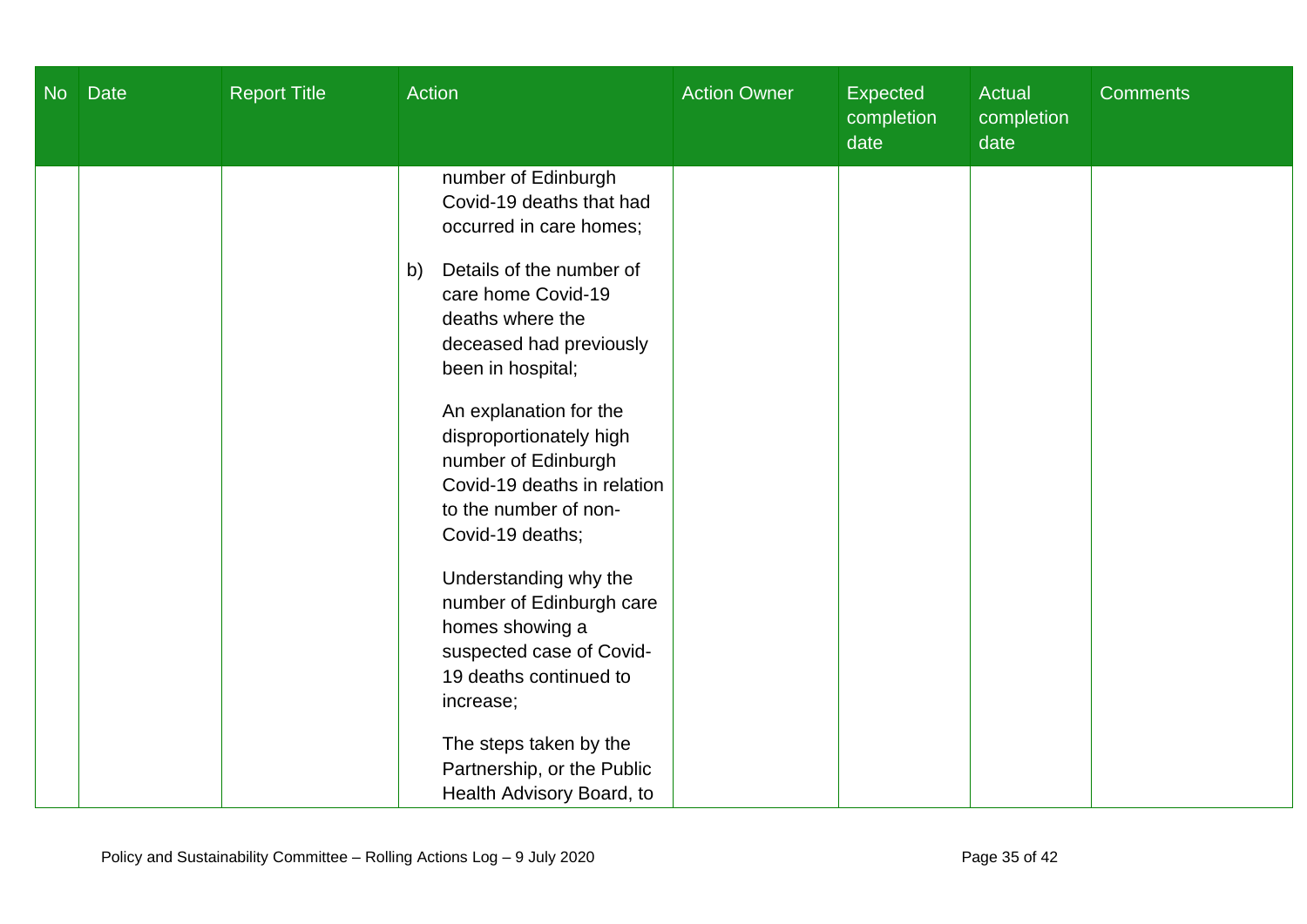| No | Date | Report Title | Action | Action Owner | Expected completion date | Actual completion date | Comments |
|---|---|---|---|---|---|---|---|
| | | | number of Edinburgh Covid-19 deaths that had occurred in care homes;<br><br>b) Details of the number of care home Covid-19 deaths where the deceased had previously been in hospital;<br><br>An explanation for the disproportionately high number of Edinburgh Covid-19 deaths in relation to the number of non-Covid-19 deaths;<br><br>Understanding why the number of Edinburgh care homes showing a suspected case of Covid-19 deaths continued to increase;<br><br>The steps taken by the Partnership, or the Public Health Advisory Board, to | | | | |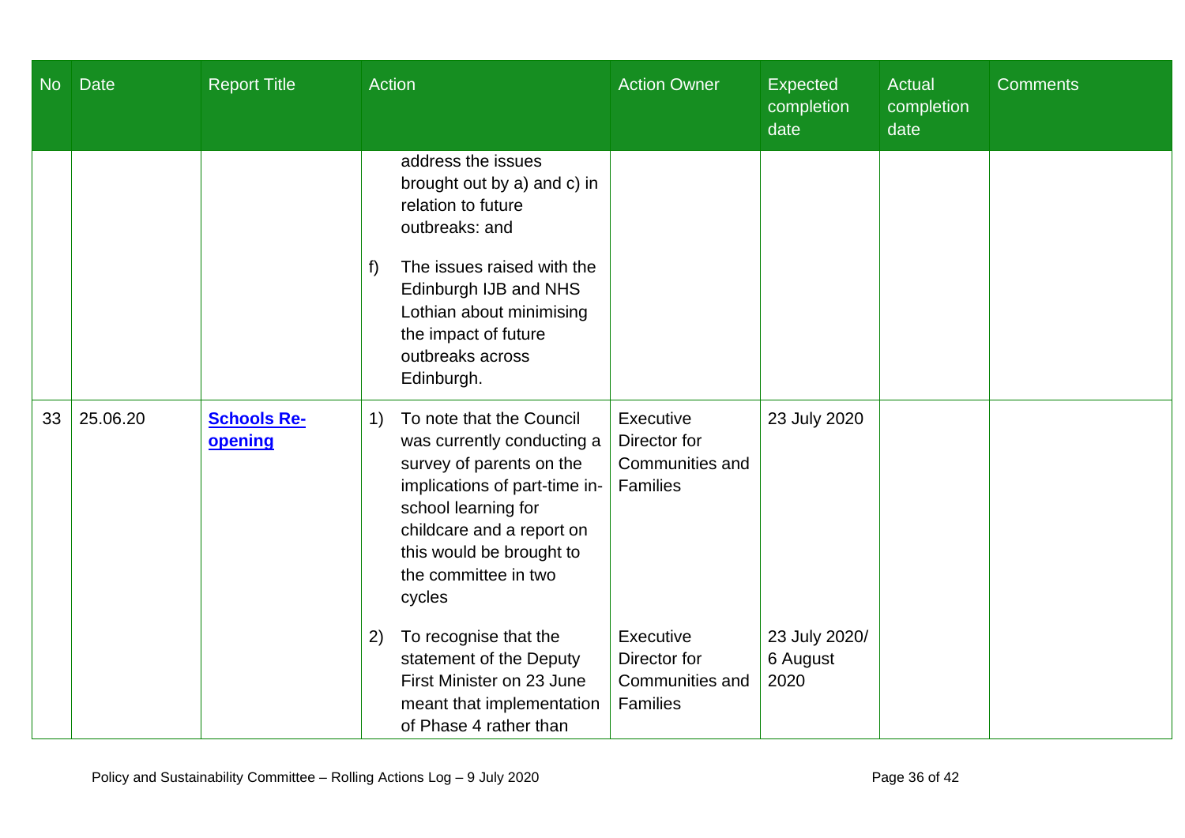| No | Date | Report Title | Action | Action Owner | Expected completion date | Actual completion date | Comments |
|---|---|---|---|---|---|---|---|
| | | | address the issues brought out by a) and c) in relation to future outbreaks: and<br><br>f) The issues raised with the Edinburgh IJB and NHS Lothian about minimising the impact of future outbreaks across Edinburgh. | | | | |
| 33 | 25.06.20 | **[Schools Re-opening]()** | 1) To note that the Council was currently conducting a survey of parents on the implications of part-time in-school learning for childcare and a report on this would be brought to the committee in two cycles | Executive Director for Communities and Families | 23 July 2020 | | |
| | | | 2) To recognise that the statement of the Deputy First Minister on 23 June meant that implementation of Phase 4 rather than | Executive Director for Communities and Families | 23 July 2020/ 6 August 2020 | | |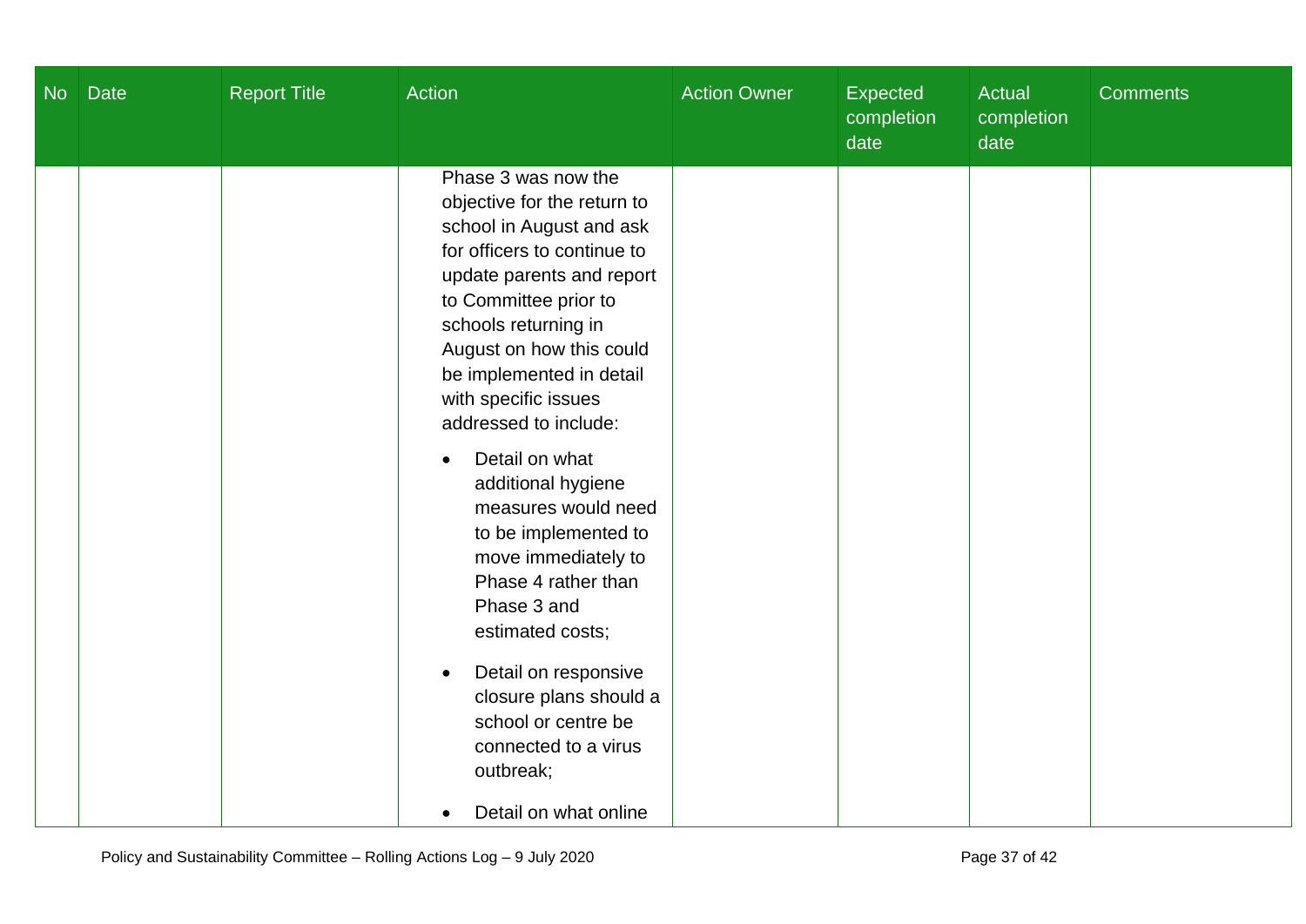| No | Date | Report Title | Action | Action Owner | Expected completion date | Actual completion date | Comments |
|---|---|---|---|---|---|---|---|
| | | | Phase 3 was now the objective for the return to school in August and ask for officers to continue to update parents and report to Committee prior to schools returning in August on how this could be implemented in detail with specific issues addressed to include:<br><br>• Detail on what additional hygiene measures would need to be implemented to move immediately to Phase 4 rather than Phase 3 and estimated costs;<br><br>• Detail on responsive closure plans should a school or centre be connected to a virus outbreak;<br><br>• Detail on what online | | | | |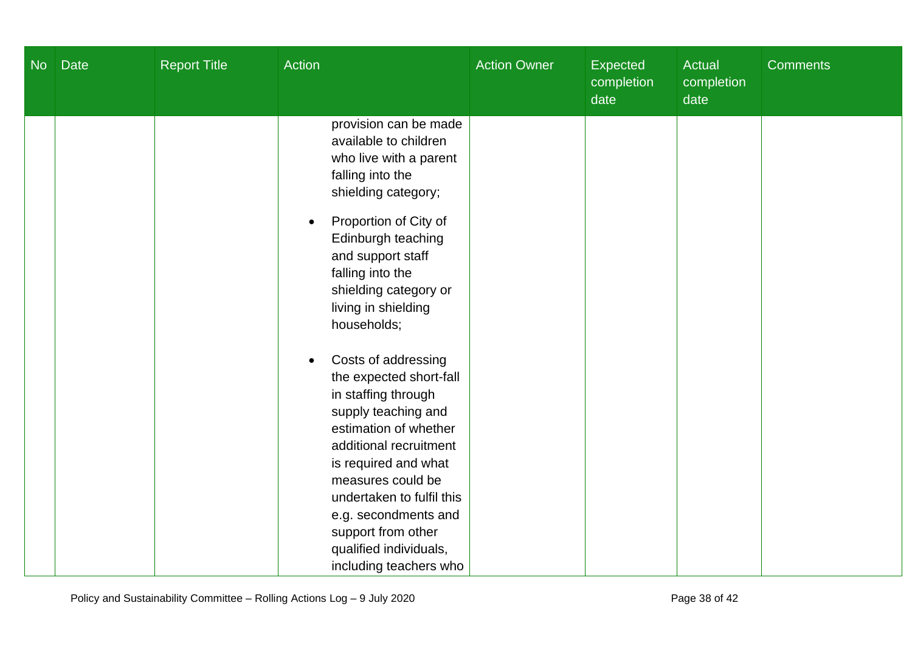| No | Date | Report Title | Action | Action Owner | Expected completion date | Actual completion date | Comments |
|---|---|---|---|---|---|---|---|
| | | | provision can be made available to children who live with a parent falling into the shielding category;<br><br>• Proportion of City of Edinburgh teaching and support staff falling into the shielding category or living in shielding households;<br><br>• Costs of addressing the expected short-fall in staffing through supply teaching and estimation of whether additional recruitment is required and what measures could be undertaken to fulfil this e.g. secondments and support from other qualified individuals, including teachers who | | | | |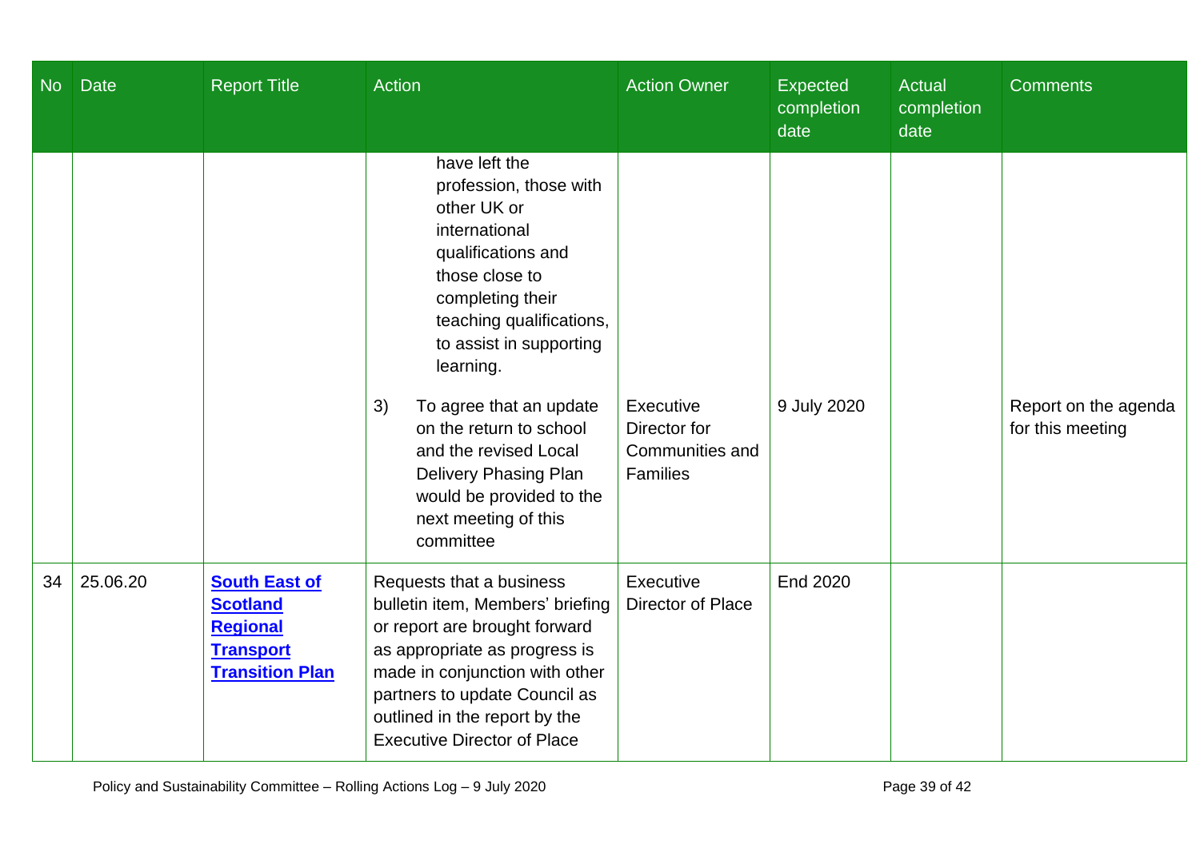| No | Date | Report Title | Action | Action Owner | Expected completion date | Actual completion date | Comments |
|---|---|---|---|---|---|---|---|
| | | | have left the profession, those with other UK or international qualifications and those close to completing their teaching qualifications, to assist in supporting learning. | | | | |
| | | | 3) To agree that an update on the return to school and the revised Local Delivery Phasing Plan would be provided to the next meeting of this committee | Executive Director for Communities and Families | 9 July 2020 | | Report on the agenda for this meeting |
| 34 | 25.06.20 | **South East of Scotland Regional Transport Transition Plan** | Requests that a business bulletin item, Members' briefing or report are brought forward as appropriate as progress is made in conjunction with other partners to update Council as outlined in the report by the Executive Director of Place | Executive Director of Place | End 2020 | | |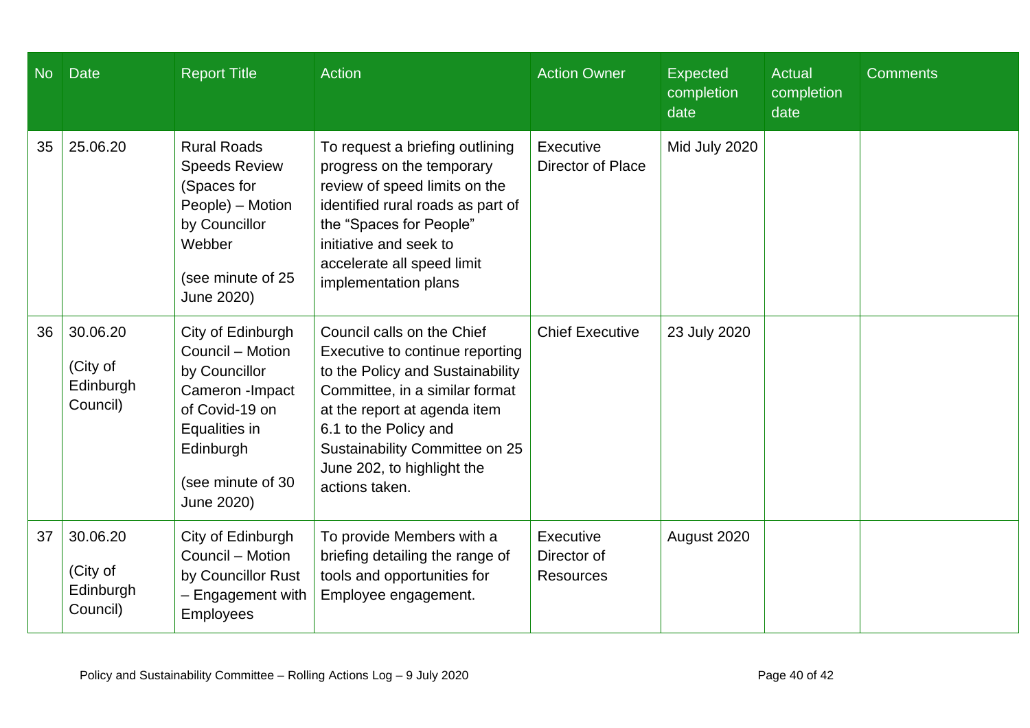| No | Date | Report Title | Action | Action Owner | Expected completion date | Actual completion date | Comments |
|---|---|---|---|---|---|---|---|
| 35 | 25.06.20 | Rural Roads Speeds Review (Spaces for People) – Motion by Councillor Webber<br><br>(see minute of 25 June 2020) | To request a briefing outlining progress on the temporary review of speed limits on the identified rural roads as part of the "Spaces for People" initiative and seek to accelerate all speed limit implementation plans | Executive Director of Place | Mid July 2020 | | |
| 36 | 30.06.20<br><br>(City of Edinburgh Council) | City of Edinburgh Council – Motion by Councillor Cameron -Impact of Covid-19 on Equalities in Edinburgh<br><br>(see minute of 30 June 2020) | Council calls on the Chief Executive to continue reporting to the Policy and Sustainability Committee, in a similar format at the report at agenda item 6.1 to the Policy and Sustainability Committee on 25 June 202, to highlight the actions taken. | Chief Executive | 23 July 2020 | | |
| 37 | 30.06.20<br><br>(City of Edinburgh Council) | City of Edinburgh Council – Motion by Councillor Rust – Engagement with Employees | To provide Members with a briefing detailing the range of tools and opportunities for Employee engagement. | Executive Director of Resources | August 2020 | | |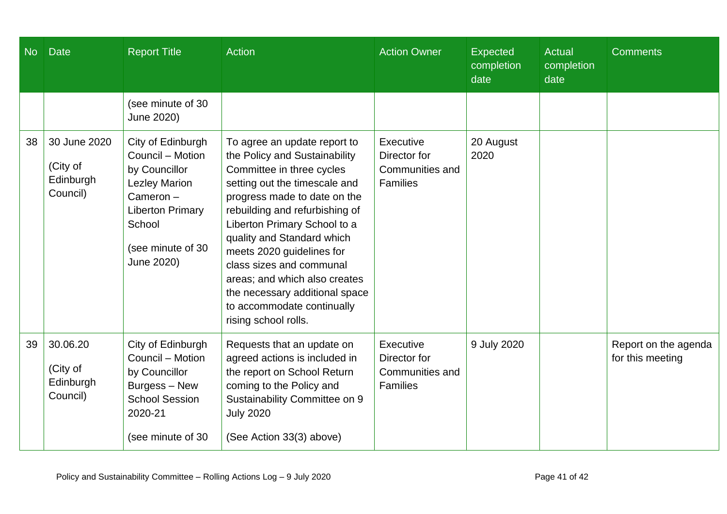| No | Date | Report Title | Action | Action Owner | Expected completion date | Actual completion date | Comments |
|---|---|---|---|---|---|---|---|
| | | (see minute of 30 June 2020) | | | | | |
| 38 | 30 June 2020<br><br>(City of Edinburgh Council) | City of Edinburgh Council – Motion by Councillor Lezley Marion Cameron – Liberton Primary School<br><br>(see minute of 30 June 2020) | To agree an update report to the Policy and Sustainability Committee in three cycles setting out the timescale and progress made to date on the rebuilding and refurbishing of Liberton Primary School to a quality and Standard which meets 2020 guidelines for class sizes and communal areas; and which also creates the necessary additional space to accommodate continually rising school rolls. | Executive Director for Communities and Families | 20 August 2020 | | |
| 39 | 30.06.20<br><br>(City of Edinburgh Council) | City of Edinburgh Council – Motion by Councillor Burgess – New School Session 2020-21<br><br>(see minute of 30 | Requests that an update on agreed actions is included in the report on School Return coming to the Policy and Sustainability Committee on 9 July 2020<br><br>(See Action 33(3) above) | Executive Director for Communities and Families | 9 July 2020 | | Report on the agenda for this meeting |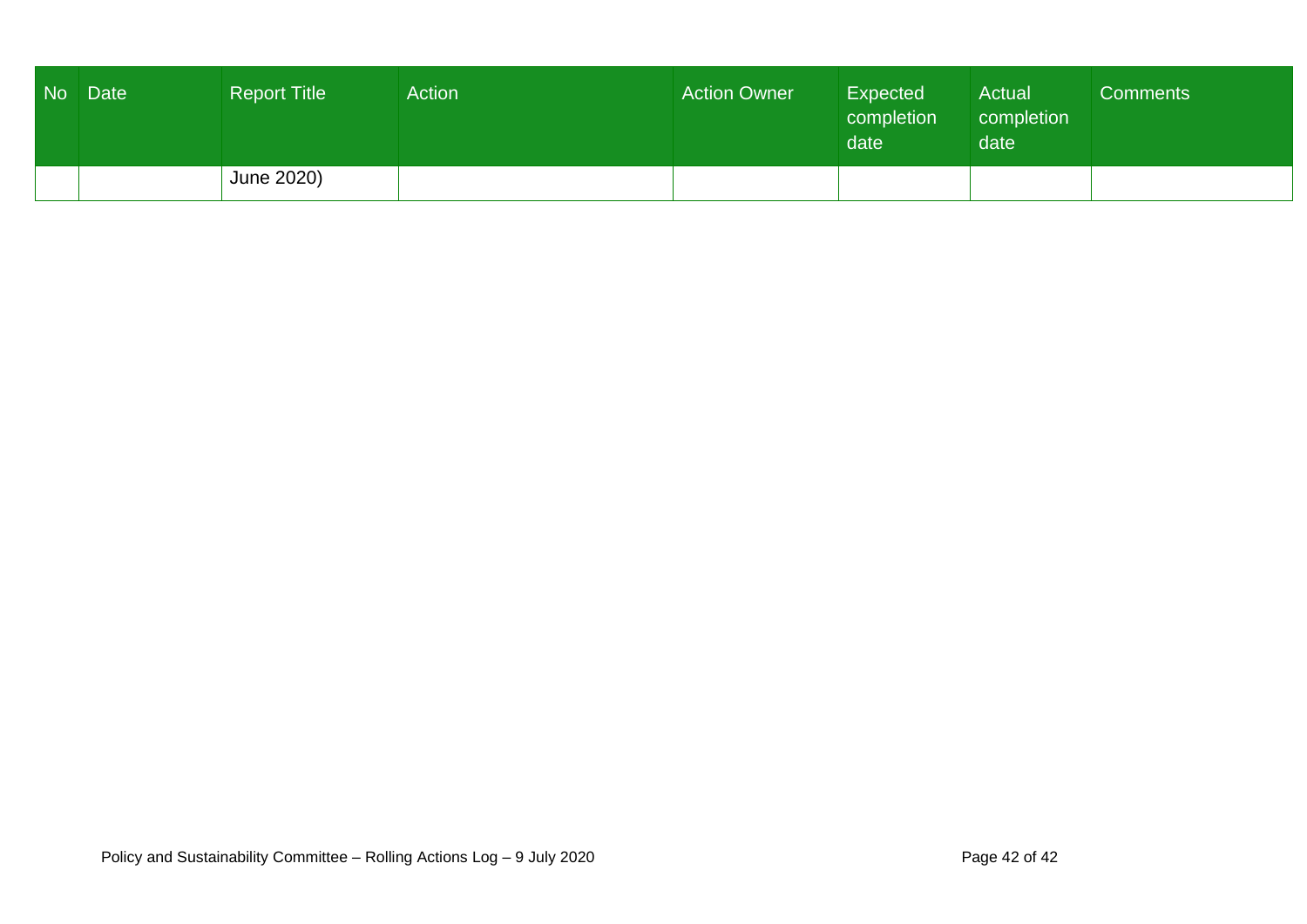| No | Date | Report Title | Action | Action Owner | Expected completion date | Actual completion date | Comments |
|---|---|---|---|---|---|---|---|
| | | June 2020) | | | | | |